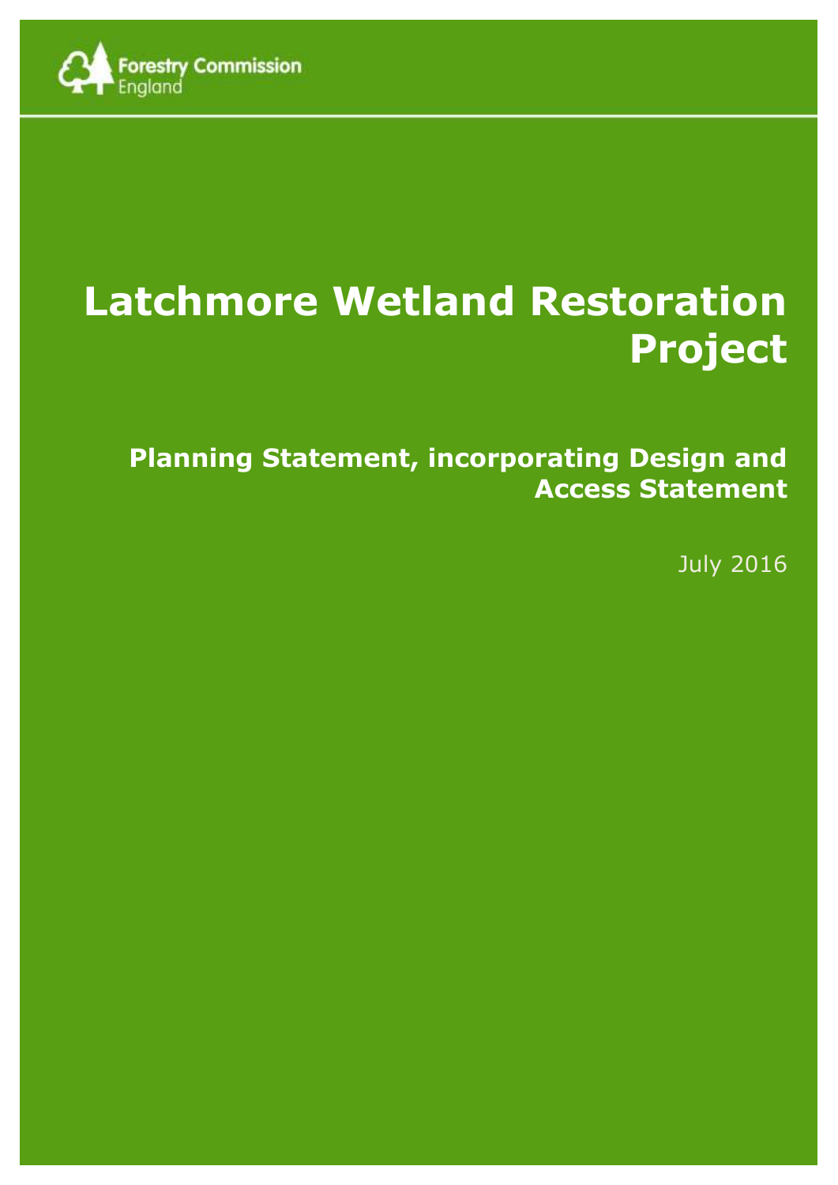Forestry Commission England

# Latchmore Wetland Restoration Project

## Planning Statement, incorporating Design and Access Statement

July 2016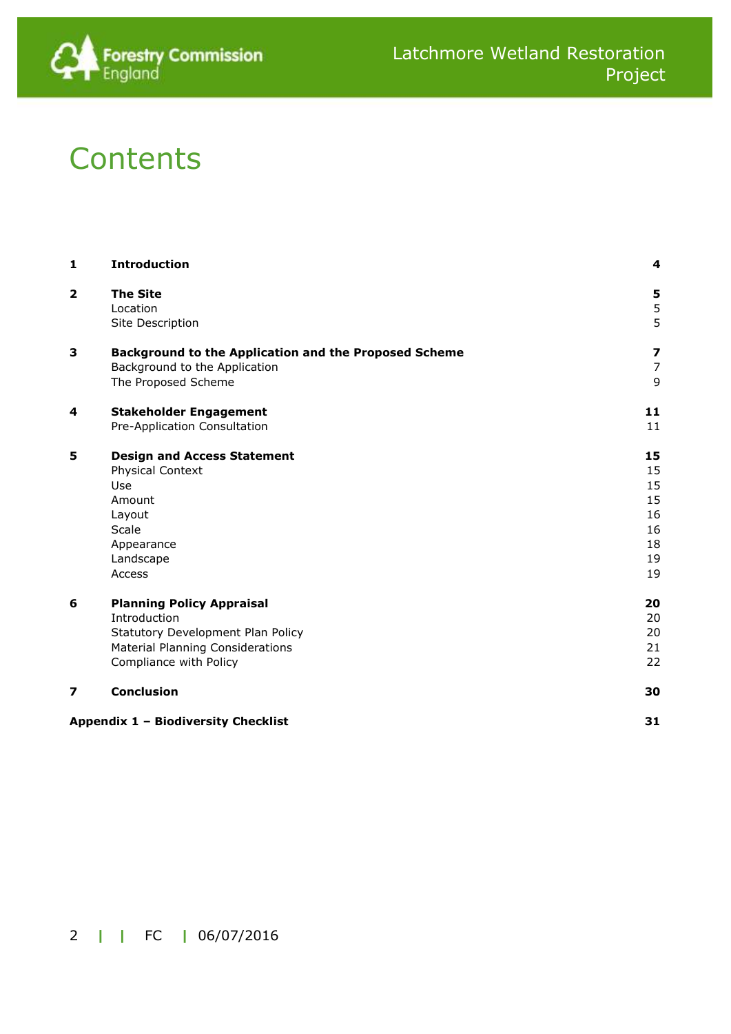# Contents

| | | |
|---|---|---|
| **1** | **Introduction** | **4** |
| **2** | **The Site** | **5** |
| | Location | 5 |
| | Site Description | 5 |
| **3** | **Background to the Application and the Proposed Scheme** | **7** |
| | Background to the Application | 7 |
| | The Proposed Scheme | 9 |
| **4** | **Stakeholder Engagement** | **11** |
| | Pre-Application Consultation | 11 |
| **5** | **Design and Access Statement** | **15** |
| | Physical Context | 15 |
| | Use | 15 |
| | Amount | 15 |
| | Layout | 16 |
| | Scale | 16 |
| | Appearance | 18 |
| | Landscape | 19 |
| | Access | 19 |
| **6** | **Planning Policy Appraisal** | **20** |
| | Introduction | 20 |
| | Statutory Development Plan Policy | 20 |
| | Material Planning Considerations | 21 |
| | Compliance with Policy | 22 |
| **7** | **Conclusion** | **30** |
| **Appendix 1 – Biodiversity Checklist** | | **31** |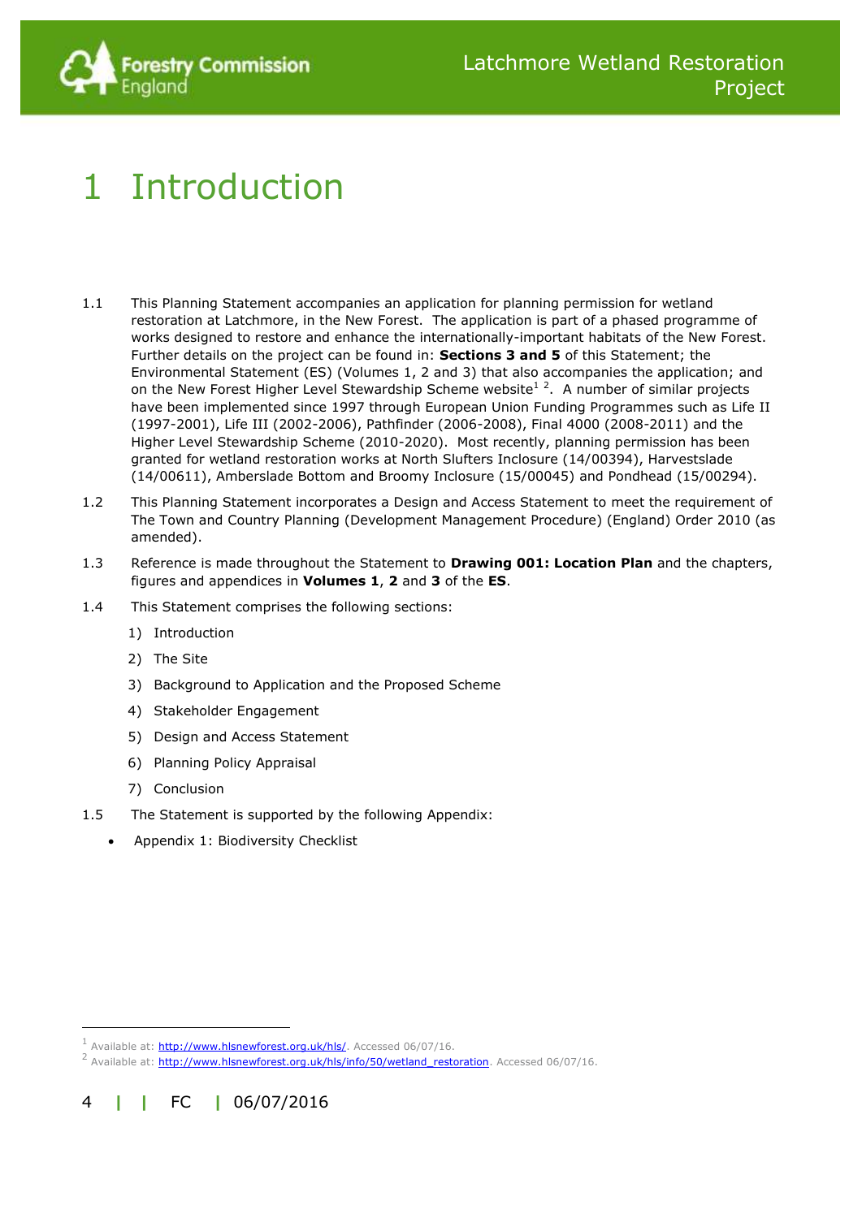# 1 Introduction

1.1 This Planning Statement accompanies an application for planning permission for wetland restoration at Latchmore, in the New Forest. The application is part of a phased programme of works designed to restore and enhance the internationally-important habitats of the New Forest. Further details on the project can be found in: **Sections 3 and 5** of this Statement; the Environmental Statement (ES) (Volumes 1, 2 and 3) that also accompanies the application; and on the New Forest Higher Level Stewardship Scheme website[1] [2]. A number of similar projects have been implemented since 1997 through European Union Funding Programmes such as Life II (1997-2001), Life III (2002-2006), Pathfinder (2006-2008), Final 4000 (2008-2011) and the Higher Level Stewardship Scheme (2010-2020). Most recently, planning permission has been granted for wetland restoration works at North Slufters Inclosure (14/00394), Harvestslade (14/00611), Amberslade Bottom and Broomy Inclosure (15/00045) and Pondhead (15/00294).

1.2 This Planning Statement incorporates a Design and Access Statement to meet the requirement of The Town and Country Planning (Development Management Procedure) (England) Order 2010 (as amended).

1.3 Reference is made throughout the Statement to **Drawing 001: Location Plan** and the chapters, figures and appendices in **Volumes 1**, **2** and **3** of the **ES**.

1.4 This Statement comprises the following sections:

1) Introduction
2) The Site
3) Background to Application and the Proposed Scheme
4) Stakeholder Engagement
5) Design and Access Statement
6) Planning Policy Appraisal
7) Conclusion

1.5 The Statement is supported by the following Appendix:

- Appendix 1: Biodiversity Checklist

---

[1] Available at: http://www.hlsnewforest.org.uk/hls/. Accessed 06/07/16.

[2] Available at: http://www.hlsnewforest.org.uk/hls/info/50/wetland_restoration. Accessed 06/07/16.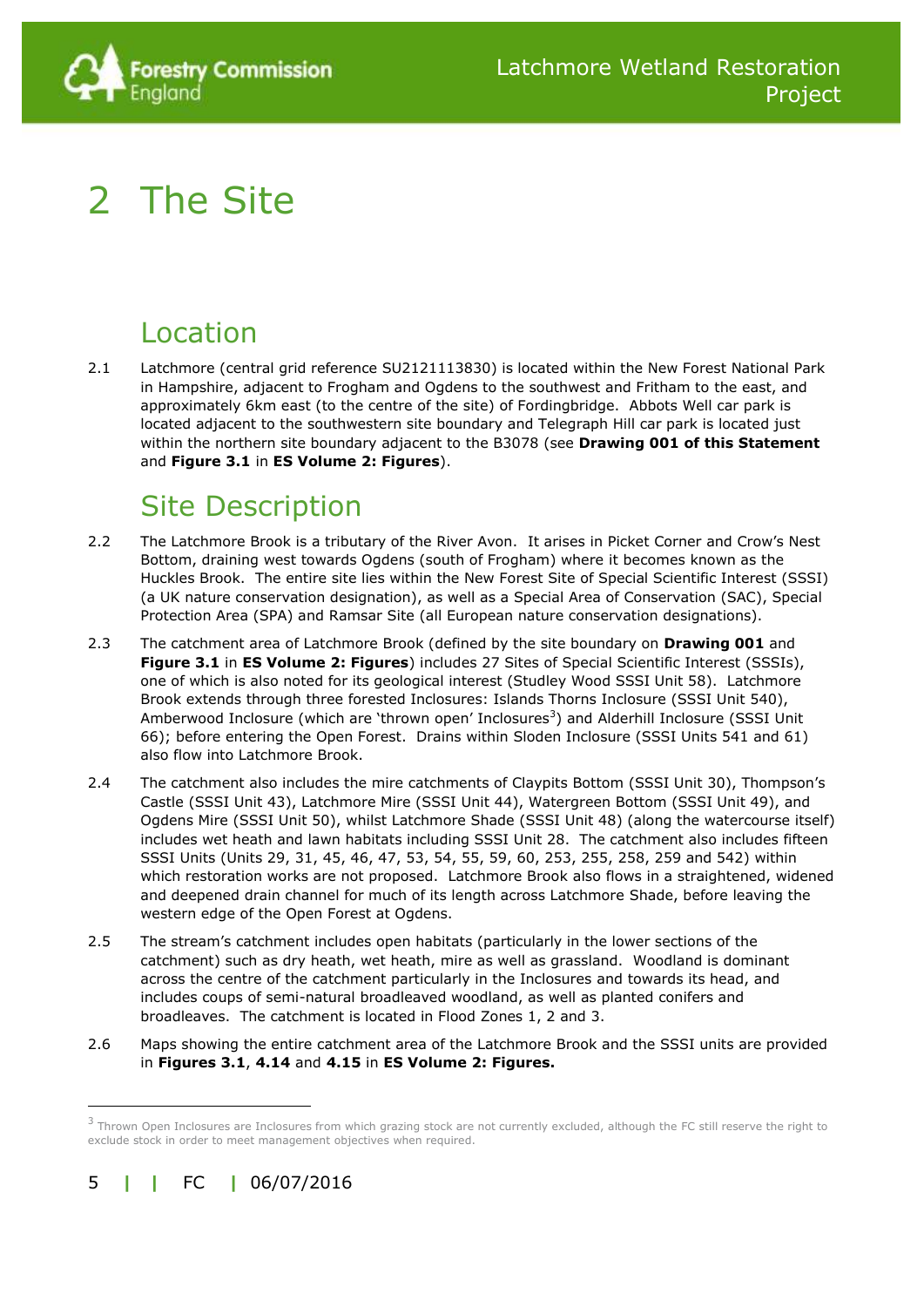# 2 The Site

## Location

2.1 Latchmore (central grid reference SU2121113830) is located within the New Forest National Park in Hampshire, adjacent to Frogham and Ogdens to the southwest and Fritham to the east, and approximately 6km east (to the centre of the site) of Fordingbridge. Abbots Well car park is located adjacent to the southwestern site boundary and Telegraph Hill car park is located just within the northern site boundary adjacent to the B3078 (see **Drawing 001 of this Statement** and **Figure 3.1** in **ES Volume 2: Figures**).

## Site Description

2.2 The Latchmore Brook is a tributary of the River Avon. It arises in Picket Corner and Crow's Nest Bottom, draining west towards Ogdens (south of Frogham) where it becomes known as the Huckles Brook. The entire site lies within the New Forest Site of Special Scientific Interest (SSSI) (a UK nature conservation designation), as well as a Special Area of Conservation (SAC), Special Protection Area (SPA) and Ramsar Site (all European nature conservation designations).

2.3 The catchment area of Latchmore Brook (defined by the site boundary on **Drawing 001** and **Figure 3.1** in **ES Volume 2: Figures**) includes 27 Sites of Special Scientific Interest (SSSIs), one of which is also noted for its geological interest (Studley Wood SSSI Unit 58). Latchmore Brook extends through three forested Inclosures: Islands Thorns Inclosure (SSSI Unit 540), Amberwood Inclosure (which are 'thrown open' Inclosures[3]) and Alderhill Inclosure (SSSI Unit 66); before entering the Open Forest. Drains within Sloden Inclosure (SSSI Units 541 and 61) also flow into Latchmore Brook.

2.4 The catchment also includes the mire catchments of Claypits Bottom (SSSI Unit 30), Thompson's Castle (SSSI Unit 43), Latchmore Mire (SSSI Unit 44), Watergreen Bottom (SSSI Unit 49), and Ogdens Mire (SSSI Unit 50), whilst Latchmore Shade (SSSI Unit 48) (along the watercourse itself) includes wet heath and lawn habitats including SSSI Unit 28. The catchment also includes fifteen SSSI Units (Units 29, 31, 45, 46, 47, 53, 54, 55, 59, 60, 253, 255, 258, 259 and 542) within which restoration works are not proposed. Latchmore Brook also flows in a straightened, widened and deepened drain channel for much of its length across Latchmore Shade, before leaving the western edge of the Open Forest at Ogdens.

2.5 The stream's catchment includes open habitats (particularly in the lower sections of the catchment) such as dry heath, wet heath, mire as well as grassland. Woodland is dominant across the centre of the catchment particularly in the Inclosures and towards its head, and includes coups of semi-natural broadleaved woodland, as well as planted conifers and broadleaves. The catchment is located in Flood Zones 1, 2 and 3.

2.6 Maps showing the entire catchment area of the Latchmore Brook and the SSSI units are provided in **Figures 3.1**, **4.14** and **4.15** in **ES Volume 2: Figures.**

---

[3] Thrown Open Inclosures are Inclosures from which grazing stock are not currently excluded, although the FC still reserve the right to exclude stock in order to meet management objectives when required.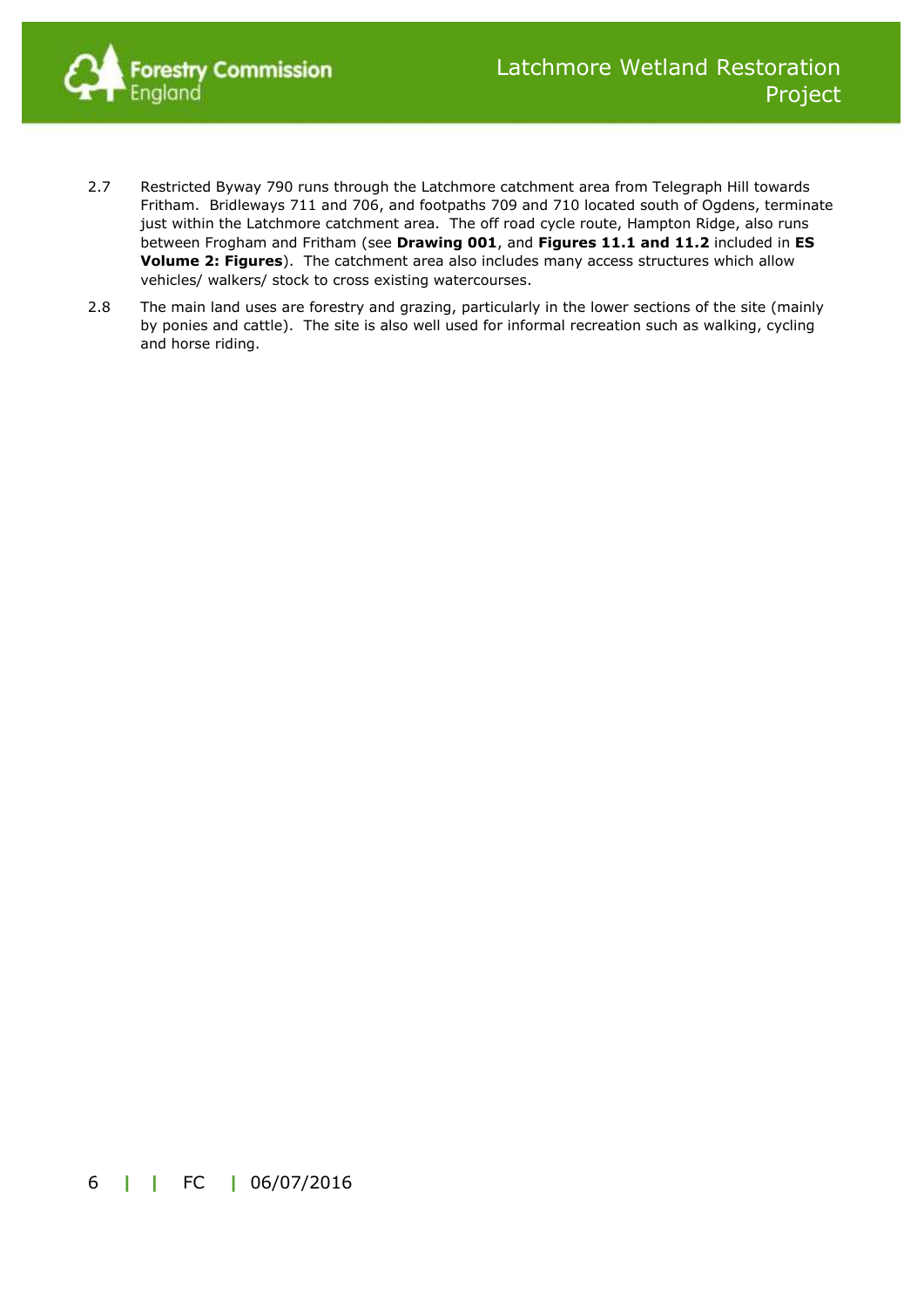2.7 Restricted Byway 790 runs through the Latchmore catchment area from Telegraph Hill towards Fritham. Bridleways 711 and 706, and footpaths 709 and 710 located south of Ogdens, terminate just within the Latchmore catchment area. The off road cycle route, Hampton Ridge, also runs between Frogham and Fritham (see **Drawing 001**, and **Figures 11.1 and 11.2** included in **ES Volume 2: Figures**). The catchment area also includes many access structures which allow vehicles/ walkers/ stock to cross existing watercourses.

2.8 The main land uses are forestry and grazing, particularly in the lower sections of the site (mainly by ponies and cattle). The site is also well used for informal recreation such as walking, cycling and horse riding.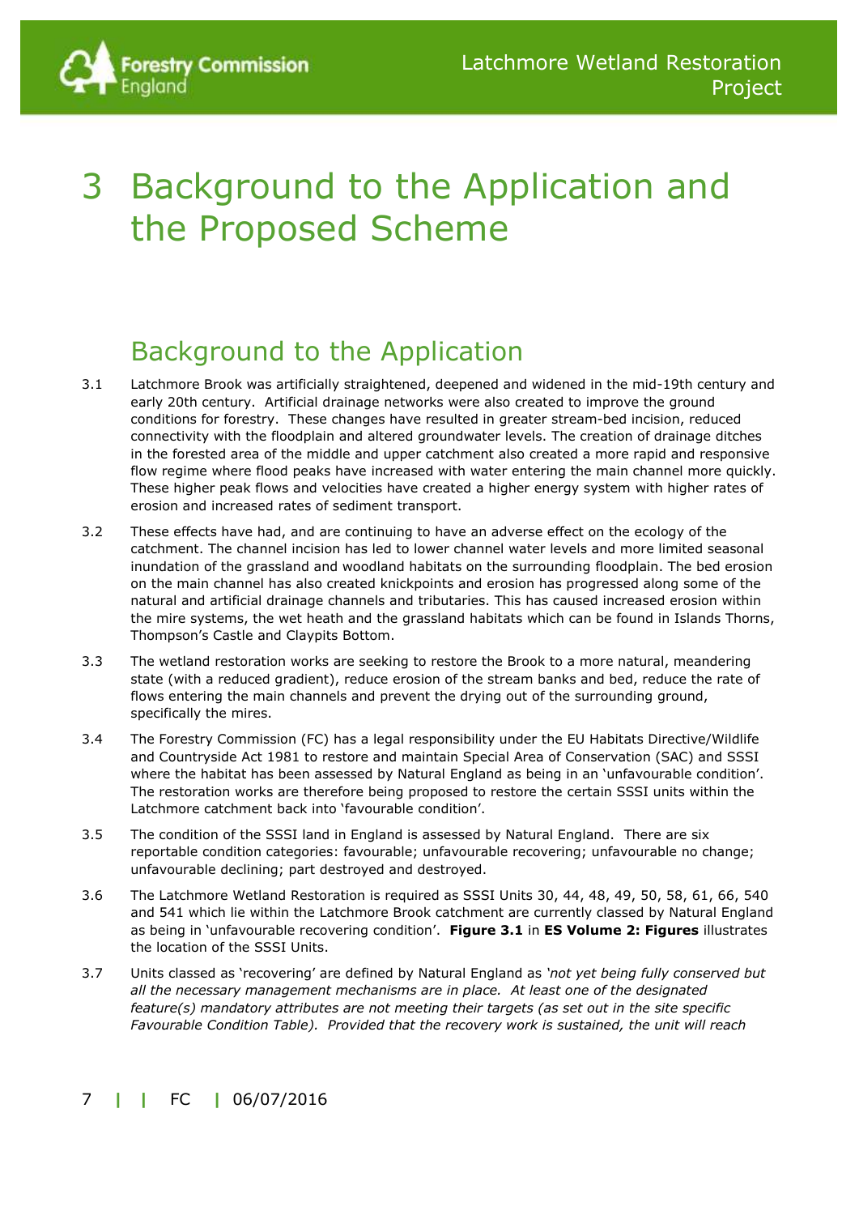# 3 Background to the Application and the Proposed Scheme

## Background to the Application

3.1 Latchmore Brook was artificially straightened, deepened and widened in the mid-19th century and early 20th century. Artificial drainage networks were also created to improve the ground conditions for forestry. These changes have resulted in greater stream-bed incision, reduced connectivity with the floodplain and altered groundwater levels. The creation of drainage ditches in the forested area of the middle and upper catchment also created a more rapid and responsive flow regime where flood peaks have increased with water entering the main channel more quickly. These higher peak flows and velocities have created a higher energy system with higher rates of erosion and increased rates of sediment transport.

3.2 These effects have had, and are continuing to have an adverse effect on the ecology of the catchment. The channel incision has led to lower channel water levels and more limited seasonal inundation of the grassland and woodland habitats on the surrounding floodplain. The bed erosion on the main channel has also created knickpoints and erosion has progressed along some of the natural and artificial drainage channels and tributaries. This has caused increased erosion within the mire systems, the wet heath and the grassland habitats which can be found in Islands Thorns, Thompson's Castle and Claypits Bottom.

3.3 The wetland restoration works are seeking to restore the Brook to a more natural, meandering state (with a reduced gradient), reduce erosion of the stream banks and bed, reduce the rate of flows entering the main channels and prevent the drying out of the surrounding ground, specifically the mires.

3.4 The Forestry Commission (FC) has a legal responsibility under the EU Habitats Directive/Wildlife and Countryside Act 1981 to restore and maintain Special Area of Conservation (SAC) and SSSI where the habitat has been assessed by Natural England as being in an 'unfavourable condition'. The restoration works are therefore being proposed to restore the certain SSSI units within the Latchmore catchment back into 'favourable condition'.

3.5 The condition of the SSSI land in England is assessed by Natural England. There are six reportable condition categories: favourable; unfavourable recovering; unfavourable no change; unfavourable declining; part destroyed and destroyed.

3.6 The Latchmore Wetland Restoration is required as SSSI Units 30, 44, 48, 49, 50, 58, 61, 66, 540 and 541 which lie within the Latchmore Brook catchment are currently classed by Natural England as being in 'unfavourable recovering condition'. **Figure 3.1** in **ES Volume 2: Figures** illustrates the location of the SSSI Units.

3.7 Units classed as 'recovering' are defined by Natural England as *'not yet being fully conserved but all the necessary management mechanisms are in place. At least one of the designated feature(s) mandatory attributes are not meeting their targets (as set out in the site specific Favourable Condition Table). Provided that the recovery work is sustained, the unit will reach*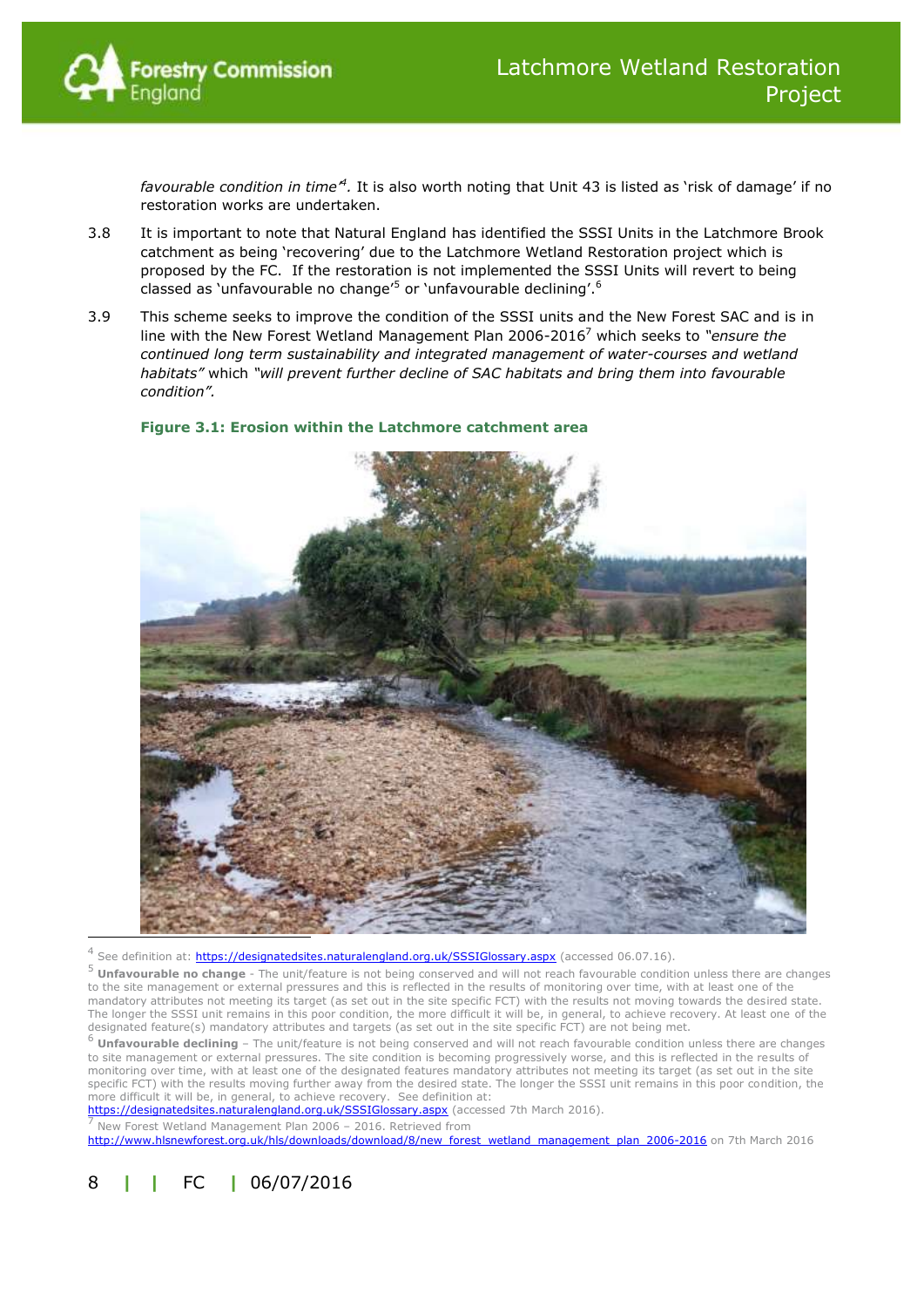*favourable condition in time*[4]. It is also worth noting that Unit 43 is listed as 'risk of damage' if no restoration works are undertaken.

3.8 It is important to note that Natural England has identified the SSSI Units in the Latchmore Brook catchment as being 'recovering' due to the Latchmore Wetland Restoration project which is proposed by the FC. If the restoration is not implemented the SSSI Units will revert to being classed as 'unfavourable no change'[5] or 'unfavourable declining'.[6]

3.9 This scheme seeks to improve the condition of the SSSI units and the New Forest SAC and is in line with the New Forest Wetland Management Plan 2006-2016[7] which seeks to *"ensure the continued long term sustainability and integrated management of water-courses and wetland habitats"* which *"will prevent further decline of SAC habitats and bring them into favourable condition".*

**Figure 3.1: Erosion within the Latchmore catchment area**

---

[4] See definition at: https://designatedsites.naturalengland.org.uk/SSSIGlossary.aspx (accessed 06.07.16).

[5] **Unfavourable no change** - The unit/feature is not being conserved and will not reach favourable condition unless there are changes to the site management or external pressures and this is reflected in the results of monitoring over time, with at least one of the mandatory attributes not meeting its target (as set out in the site specific FCT) with the results not moving towards the desired state. The longer the SSSI unit remains in this poor condition, the more difficult it will be, in general, to achieve recovery. At least one of the designated feature(s) mandatory attributes and targets (as set out in the site specific FCT) are not being met.

[6] **Unfavourable declining** – The unit/feature is not being conserved and will not reach favourable condition unless there are changes to site management or external pressures. The site condition is becoming progressively worse, and this is reflected in the results of monitoring over time, with at least one of the designated features mandatory attributes not meeting its target (as set out in the site specific FCT) with the results moving further away from the desired state. The longer the SSSI unit remains in this poor condition, the more difficult it will be, in general, to achieve recovery. See definition at: https://designatedsites.naturalengland.org.uk/SSSIGlossary.aspx (accessed 7th March 2016).

[7] New Forest Wetland Management Plan 2006 – 2016. Retrieved from http://www.hlsnewforest.org.uk/hls/downloads/download/8/new_forest_wetland_management_plan_2006-2016 on 7th March 2016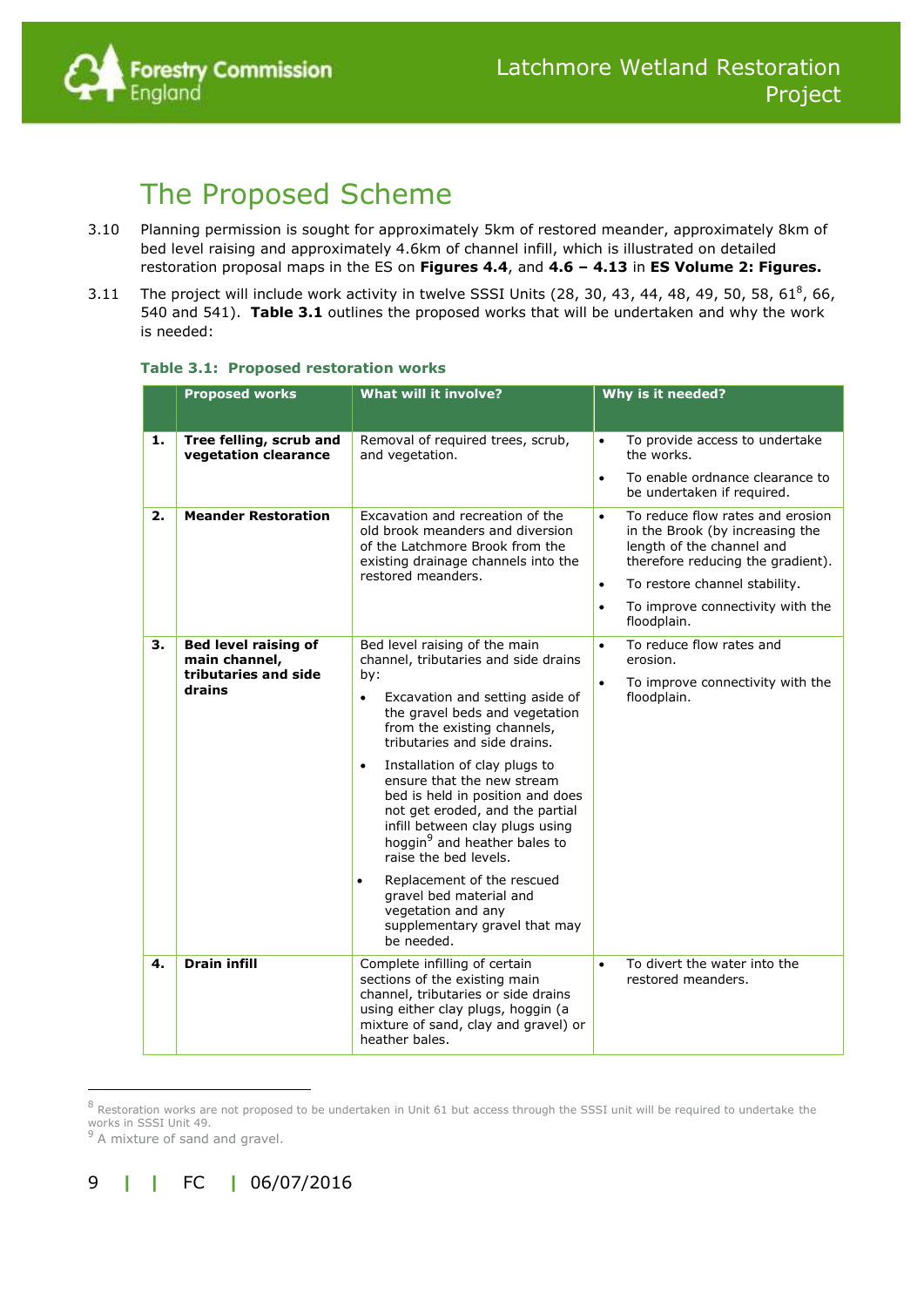## The Proposed Scheme

3.10 Planning permission is sought for approximately 5km of restored meander, approximately 8km of bed level raising and approximately 4.6km of channel infill, which is illustrated on detailed restoration proposal maps in the ES on **Figures 4.4**, and **4.6 – 4.13** in **ES Volume 2: Figures.**

3.11 The project will include work activity in twelve SSSI Units (28, 30, 43, 44, 48, 49, 50, 58, 61[8], 66, 540 and 541). **Table 3.1** outlines the proposed works that will be undertaken and why the work is needed:

**Table 3.1: Proposed restoration works**

| | Proposed works | What will it involve? | Why is it needed? |
|---|---|---|---|
| **1.** | **Tree felling, scrub and vegetation clearance** | Removal of required trees, scrub, and vegetation. | • To provide access to undertake the works.<br>• To enable ordnance clearance to be undertaken if required. |
| **2.** | **Meander Restoration** | Excavation and recreation of the old brook meanders and diversion of the Latchmore Brook from the existing drainage channels into the restored meanders. | • To reduce flow rates and erosion in the Brook (by increasing the length of the channel and therefore reducing the gradient).<br>• To restore channel stability.<br>• To improve connectivity with the floodplain. |
| **3.** | **Bed level raising of main channel, tributaries and side drains** | Bed level raising of the main channel, tributaries and side drains by:<br>• Excavation and setting aside of the gravel beds and vegetation from the existing channels, tributaries and side drains.<br>• Installation of clay plugs to ensure that the new stream bed is held in position and does not get eroded, and the partial infill between clay plugs using hoggin[9] and heather bales to raise the bed levels.<br>• Replacement of the rescued gravel bed material and vegetation and any supplementary gravel that may be needed. | • To reduce flow rates and erosion.<br>• To improve connectivity with the floodplain. |
| **4.** | **Drain infill** | Complete infilling of certain sections of the existing main channel, tributaries or side drains using either clay plugs, hoggin (a mixture of sand, clay and gravel) or heather bales. | • To divert the water into the restored meanders. |

[8] Restoration works are not proposed to be undertaken in Unit 61 but access through the SSSI unit will be required to undertake the works in SSSI Unit 49.

[9] A mixture of sand and gravel.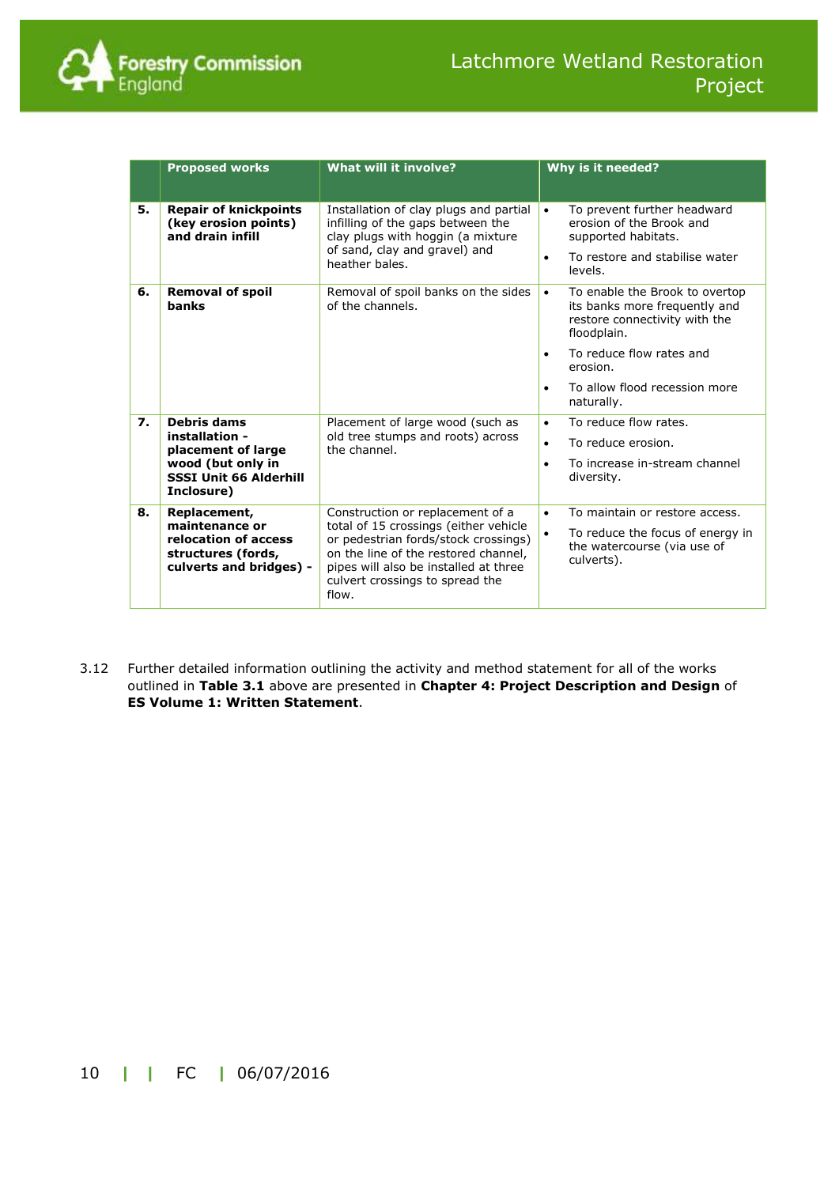| | Proposed works | What will it involve? | Why is it needed? |
|---|---|---|---|
| **5.** | **Repair of knickpoints (key erosion points) and drain infill** | Installation of clay plugs and partial infilling of the gaps between the clay plugs with hoggin (a mixture of sand, clay and gravel) and heather bales. | • To prevent further headward erosion of the Brook and supported habitats.<br>• To restore and stabilise water levels. |
| **6.** | **Removal of spoil banks** | Removal of spoil banks on the sides of the channels. | • To enable the Brook to overtop its banks more frequently and restore connectivity with the floodplain.<br>• To reduce flow rates and erosion.<br>• To allow flood recession more naturally. |
| **7.** | **Debris dams installation - placement of large wood (but only in SSSI Unit 66 Alderhill Inclosure)** | Placement of large wood (such as old tree stumps and roots) across the channel. | • To reduce flow rates.<br>• To reduce erosion.<br>• To increase in-stream channel diversity. |
| **8.** | **Replacement, maintenance or relocation of access structures (fords, culverts and bridges) -** | Construction or replacement of a total of 15 crossings (either vehicle or pedestrian fords/stock crossings) on the line of the restored channel, pipes will also be installed at three culvert crossings to spread the flow. | • To maintain or restore access.<br>• To reduce the focus of energy in the watercourse (via use of culverts). |

3.12 Further detailed information outlining the activity and method statement for all of the works outlined in **Table 3.1** above are presented in **Chapter 4: Project Description and Design** of **ES Volume 1: Written Statement**.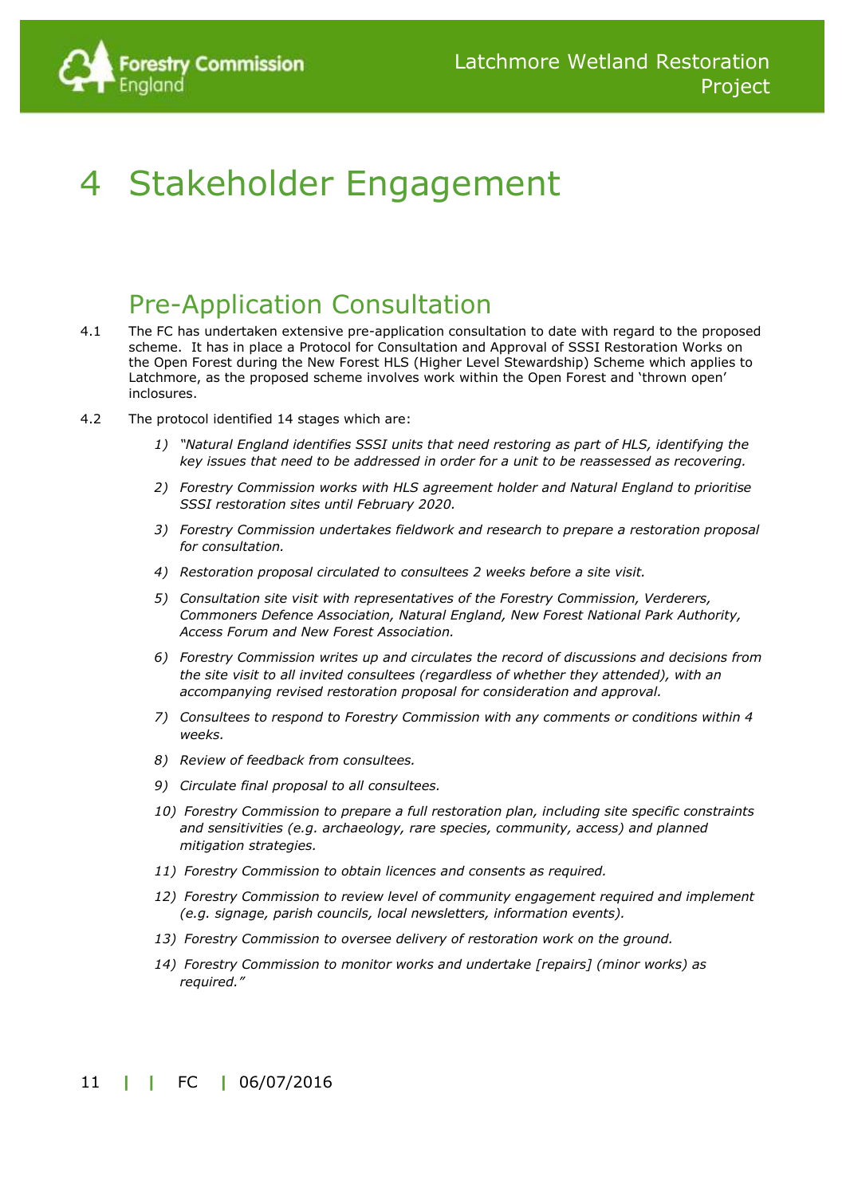# 4 Stakeholder Engagement

## Pre-Application Consultation

4.1 The FC has undertaken extensive pre-application consultation to date with regard to the proposed scheme. It has in place a Protocol for Consultation and Approval of SSSI Restoration Works on the Open Forest during the New Forest HLS (Higher Level Stewardship) Scheme which applies to Latchmore, as the proposed scheme involves work within the Open Forest and 'thrown open' inclosures.

4.2 The protocol identified 14 stages which are:

1) *"Natural England identifies SSSI units that need restoring as part of HLS, identifying the key issues that need to be addressed in order for a unit to be reassessed as recovering.*
2) *Forestry Commission works with HLS agreement holder and Natural England to prioritise SSSI restoration sites until February 2020.*
3) *Forestry Commission undertakes fieldwork and research to prepare a restoration proposal for consultation.*
4) *Restoration proposal circulated to consultees 2 weeks before a site visit.*
5) *Consultation site visit with representatives of the Forestry Commission, Verderers, Commoners Defence Association, Natural England, New Forest National Park Authority, Access Forum and New Forest Association.*
6) *Forestry Commission writes up and circulates the record of discussions and decisions from the site visit to all invited consultees (regardless of whether they attended), with an accompanying revised restoration proposal for consideration and approval.*
7) *Consultees to respond to Forestry Commission with any comments or conditions within 4 weeks.*
8) *Review of feedback from consultees.*
9) *Circulate final proposal to all consultees.*
10) *Forestry Commission to prepare a full restoration plan, including site specific constraints and sensitivities (e.g. archaeology, rare species, community, access) and planned mitigation strategies.*
11) *Forestry Commission to obtain licences and consents as required.*
12) *Forestry Commission to review level of community engagement required and implement (e.g. signage, parish councils, local newsletters, information events).*
13) *Forestry Commission to oversee delivery of restoration work on the ground.*
14) *Forestry Commission to monitor works and undertake [repairs] (minor works) as required."*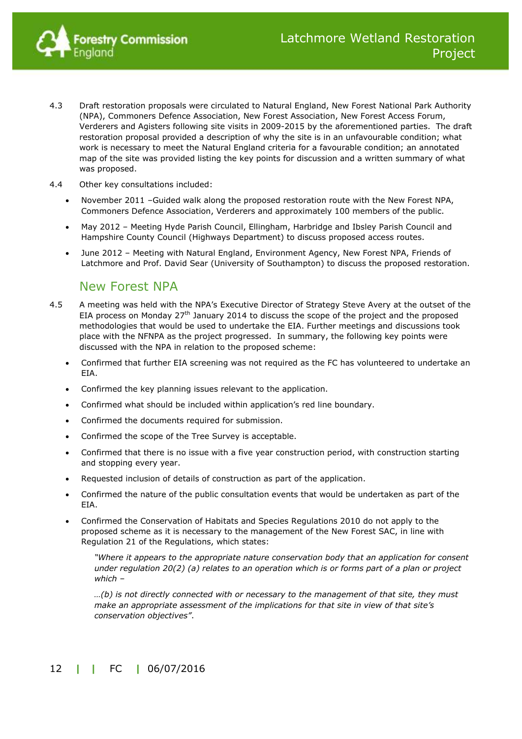4.3 Draft restoration proposals were circulated to Natural England, New Forest National Park Authority (NPA), Commoners Defence Association, New Forest Association, New Forest Access Forum, Verderers and Agisters following site visits in 2009-2015 by the aforementioned parties. The draft restoration proposal provided a description of why the site is in an unfavourable condition; what work is necessary to meet the Natural England criteria for a favourable condition; an annotated map of the site was provided listing the key points for discussion and a written summary of what was proposed.

4.4 Other key consultations included:

- November 2011 –Guided walk along the proposed restoration route with the New Forest NPA, Commoners Defence Association, Verderers and approximately 100 members of the public.
- May 2012 – Meeting Hyde Parish Council, Ellingham, Harbridge and Ibsley Parish Council and Hampshire County Council (Highways Department) to discuss proposed access routes.
- June 2012 – Meeting with Natural England, Environment Agency, New Forest NPA, Friends of Latchmore and Prof. David Sear (University of Southampton) to discuss the proposed restoration.

## New Forest NPA

4.5 A meeting was held with the NPA's Executive Director of Strategy Steve Avery at the outset of the EIA process on Monday 27th January 2014 to discuss the scope of the project and the proposed methodologies that would be used to undertake the EIA. Further meetings and discussions took place with the NFNPA as the project progressed. In summary, the following key points were discussed with the NPA in relation to the proposed scheme:

- Confirmed that further EIA screening was not required as the FC has volunteered to undertake an EIA.
- Confirmed the key planning issues relevant to the application.
- Confirmed what should be included within application's red line boundary.
- Confirmed the documents required for submission.
- Confirmed the scope of the Tree Survey is acceptable.
- Confirmed that there is no issue with a five year construction period, with construction starting and stopping every year.
- Requested inclusion of details of construction as part of the application.
- Confirmed the nature of the public consultation events that would be undertaken as part of the EIA.
- Confirmed the Conservation of Habitats and Species Regulations 2010 do not apply to the proposed scheme as it is necessary to the management of the New Forest SAC, in line with Regulation 21 of the Regulations, which states:

  *"Where it appears to the appropriate nature conservation body that an application for consent under regulation 20(2) (a) relates to an operation which is or forms part of a plan or project which –*

  *…(b) is not directly connected with or necessary to the management of that site, they must make an appropriate assessment of the implications for that site in view of that site's conservation objectives"*.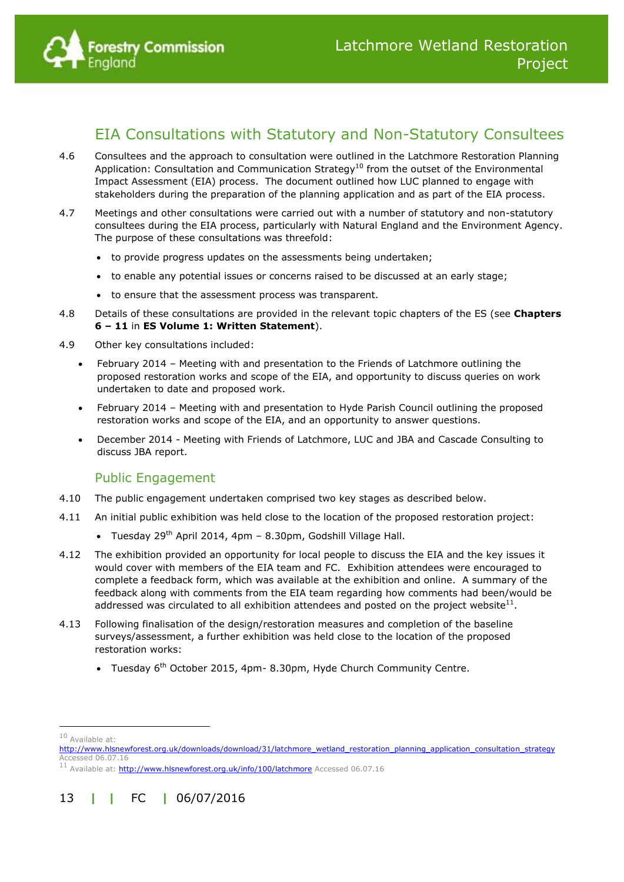## EIA Consultations with Statutory and Non-Statutory Consultees

4.6 Consultees and the approach to consultation were outlined in the Latchmore Restoration Planning Application: Consultation and Communication Strategy[10] from the outset of the Environmental Impact Assessment (EIA) process. The document outlined how LUC planned to engage with stakeholders during the preparation of the planning application and as part of the EIA process.

4.7 Meetings and other consultations were carried out with a number of statutory and non-statutory consultees during the EIA process, particularly with Natural England and the Environment Agency. The purpose of these consultations was threefold:

- to provide progress updates on the assessments being undertaken;
- to enable any potential issues or concerns raised to be discussed at an early stage;
- to ensure that the assessment process was transparent.

4.8 Details of these consultations are provided in the relevant topic chapters of the ES (see **Chapters 6 – 11** in **ES Volume 1: Written Statement**).

4.9 Other key consultations included:

- February 2014 – Meeting with and presentation to the Friends of Latchmore outlining the proposed restoration works and scope of the EIA, and opportunity to discuss queries on work undertaken to date and proposed work.
- February 2014 – Meeting with and presentation to Hyde Parish Council outlining the proposed restoration works and scope of the EIA, and an opportunity to answer questions.
- December 2014 - Meeting with Friends of Latchmore, LUC and JBA and Cascade Consulting to discuss JBA report.

### Public Engagement

4.10 The public engagement undertaken comprised two key stages as described below.

4.11 An initial public exhibition was held close to the location of the proposed restoration project:

- Tuesday 29th April 2014, 4pm – 8.30pm, Godshill Village Hall.

4.12 The exhibition provided an opportunity for local people to discuss the EIA and the key issues it would cover with members of the EIA team and FC. Exhibition attendees were encouraged to complete a feedback form, which was available at the exhibition and online. A summary of the feedback along with comments from the EIA team regarding how comments had been/would be addressed was circulated to all exhibition attendees and posted on the project website[11].

4.13 Following finalisation of the design/restoration measures and completion of the baseline surveys/assessment, a further exhibition was held close to the location of the proposed restoration works:

- Tuesday 6th October 2015, 4pm- 8.30pm, Hyde Church Community Centre.

---

[10] Available at: http://www.hlsnewforest.org.uk/downloads/download/31/latchmore_wetland_restoration_planning_application_consultation_strategy Accessed 06.07.16

[11] Available at: http://www.hlsnewforest.org.uk/info/100/latchmore Accessed 06.07.16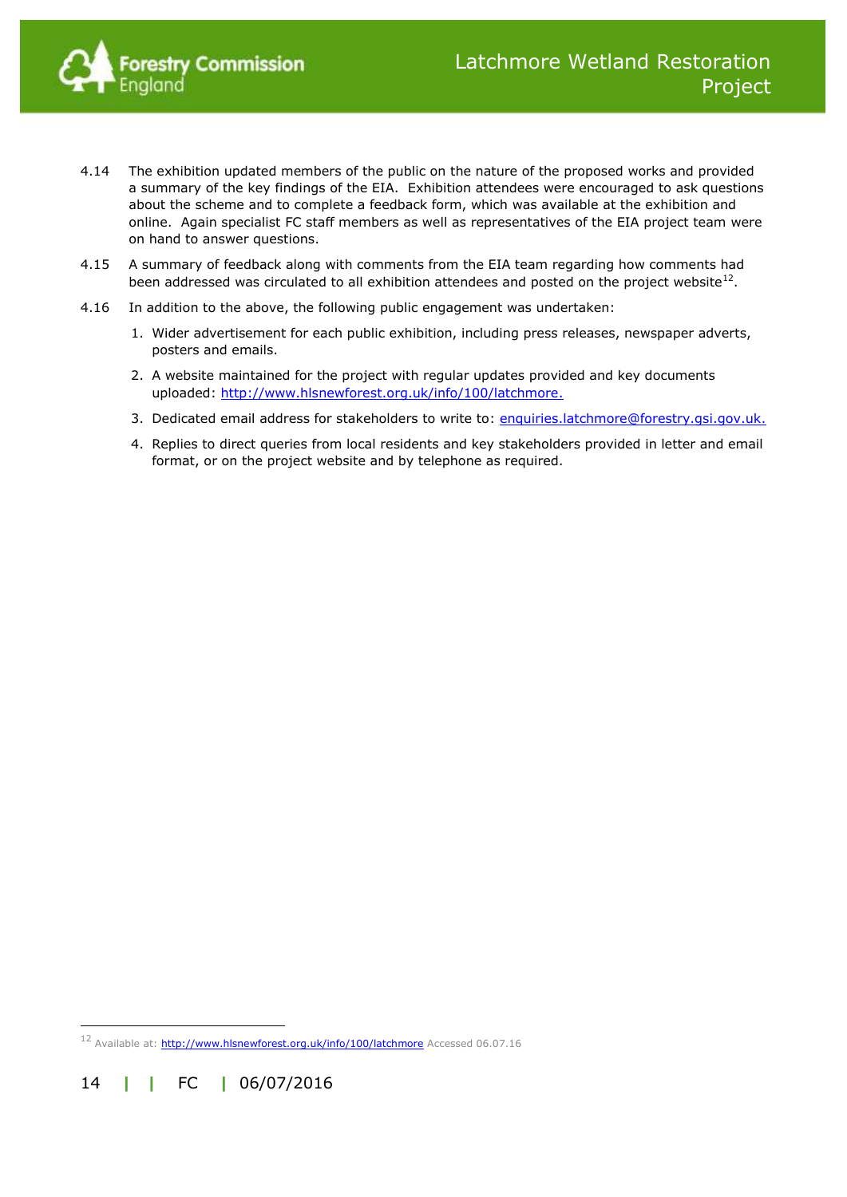4.14 The exhibition updated members of the public on the nature of the proposed works and provided a summary of the key findings of the EIA. Exhibition attendees were encouraged to ask questions about the scheme and to complete a feedback form, which was available at the exhibition and online. Again specialist FC staff members as well as representatives of the EIA project team were on hand to answer questions.

4.15 A summary of feedback along with comments from the EIA team regarding how comments had been addressed was circulated to all exhibition attendees and posted on the project website[12].

4.16 In addition to the above, the following public engagement was undertaken:

1. Wider advertisement for each public exhibition, including press releases, newspaper adverts, posters and emails.
2. A website maintained for the project with regular updates provided and key documents uploaded: http://www.hlsnewforest.org.uk/info/100/latchmore.
3. Dedicated email address for stakeholders to write to: enquiries.latchmore@forestry.gsi.gov.uk.
4. Replies to direct queries from local residents and key stakeholders provided in letter and email format, or on the project website and by telephone as required.

[12] Available at: http://www.hlsnewforest.org.uk/info/100/latchmore Accessed 06.07.16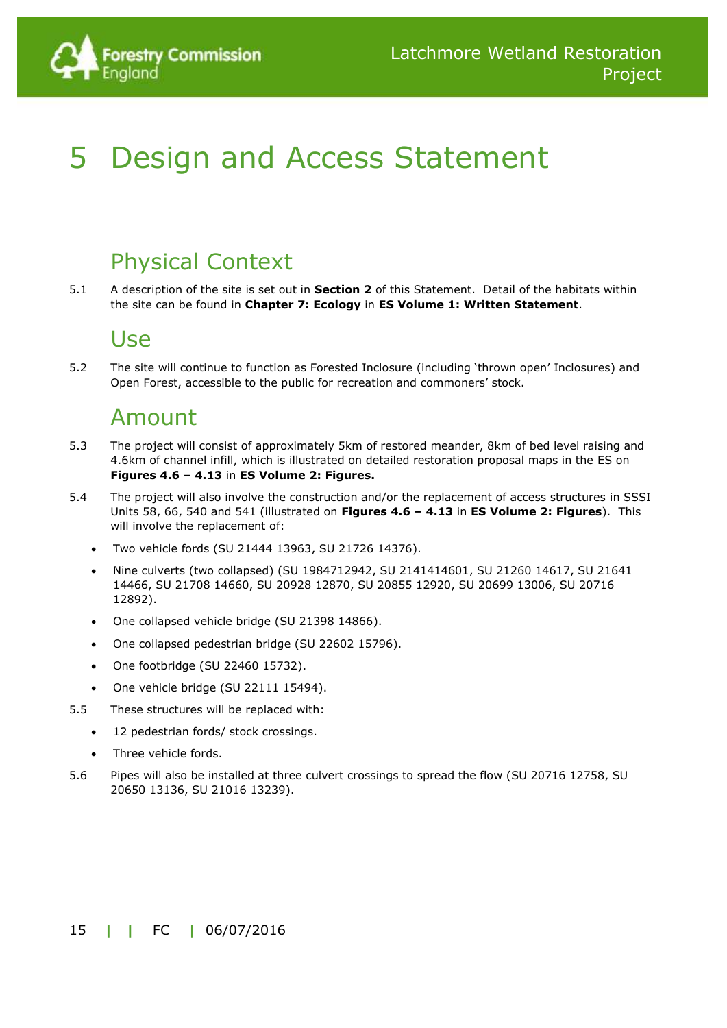# 5 Design and Access Statement

## Physical Context

5.1 A description of the site is set out in **Section 2** of this Statement. Detail of the habitats within the site can be found in **Chapter 7: Ecology** in **ES Volume 1: Written Statement**.

## Use

5.2 The site will continue to function as Forested Inclosure (including 'thrown open' Inclosures) and Open Forest, accessible to the public for recreation and commoners' stock.

## Amount

5.3 The project will consist of approximately 5km of restored meander, 8km of bed level raising and 4.6km of channel infill, which is illustrated on detailed restoration proposal maps in the ES on **Figures 4.6 – 4.13** in **ES Volume 2: Figures.**

5.4 The project will also involve the construction and/or the replacement of access structures in SSSI Units 58, 66, 540 and 541 (illustrated on **Figures 4.6 – 4.13** in **ES Volume 2: Figures**). This will involve the replacement of:

- Two vehicle fords (SU 21444 13963, SU 21726 14376).
- Nine culverts (two collapsed) (SU 1984712942, SU 2141414601, SU 21260 14617, SU 21641 14466, SU 21708 14660, SU 20928 12870, SU 20855 12920, SU 20699 13006, SU 20716 12892).
- One collapsed vehicle bridge (SU 21398 14866).
- One collapsed pedestrian bridge (SU 22602 15796).
- One footbridge (SU 22460 15732).
- One vehicle bridge (SU 22111 15494).

5.5 These structures will be replaced with:

- 12 pedestrian fords/ stock crossings.
- Three vehicle fords.

5.6 Pipes will also be installed at three culvert crossings to spread the flow (SU 20716 12758, SU 20650 13136, SU 21016 13239).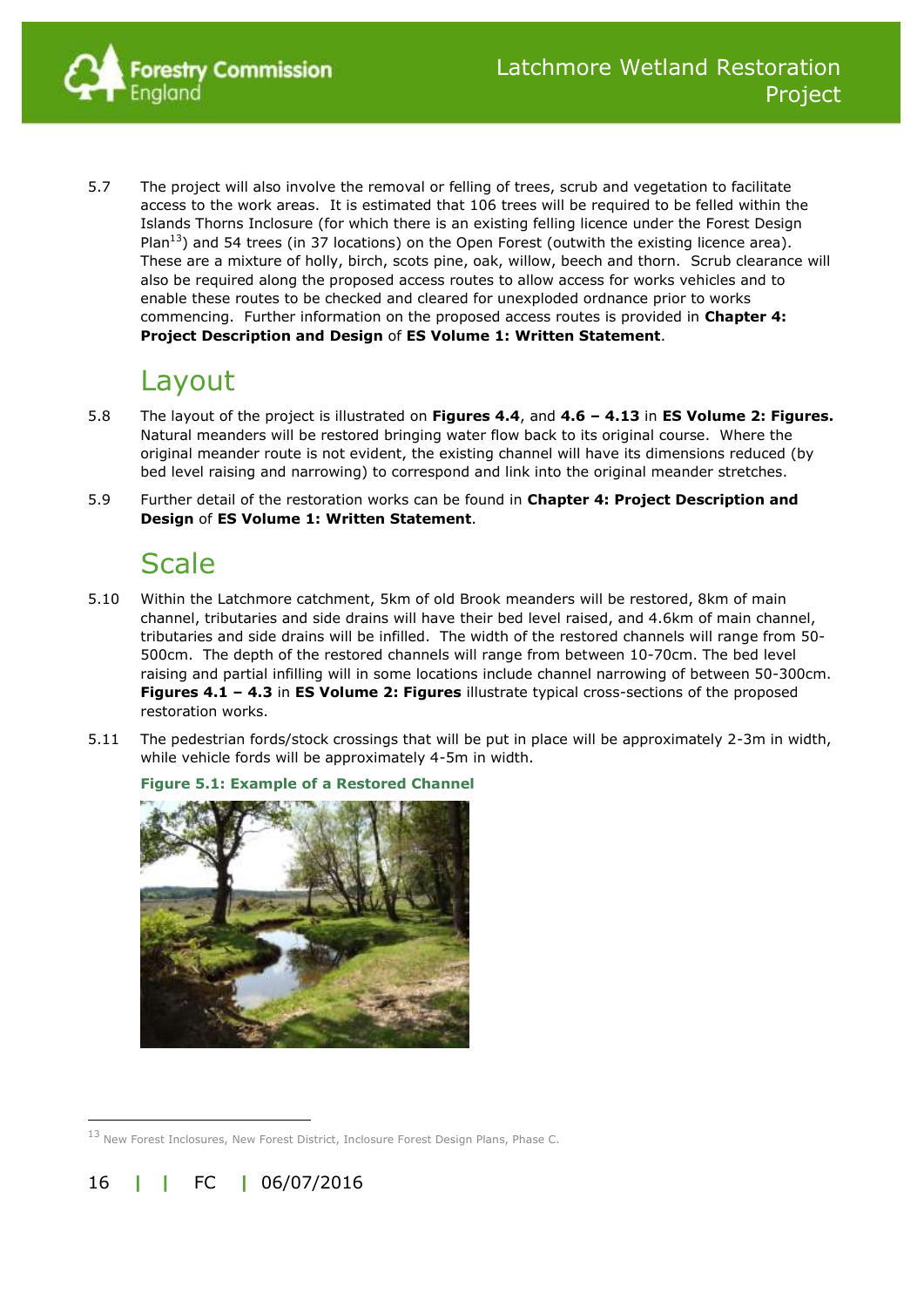5.7 The project will also involve the removal or felling of trees, scrub and vegetation to facilitate access to the work areas. It is estimated that 106 trees will be required to be felled within the Islands Thorns Inclosure (for which there is an existing felling licence under the Forest Design Plan[13]) and 54 trees (in 37 locations) on the Open Forest (outwith the existing licence area). These are a mixture of holly, birch, scots pine, oak, willow, beech and thorn. Scrub clearance will also be required along the proposed access routes to allow access for works vehicles and to enable these routes to be checked and cleared for unexploded ordnance prior to works commencing. Further information on the proposed access routes is provided in **Chapter 4: Project Description and Design** of **ES Volume 1: Written Statement**.

## Layout

5.8 The layout of the project is illustrated on **Figures 4.4**, and **4.6 – 4.13** in **ES Volume 2: Figures.** Natural meanders will be restored bringing water flow back to its original course. Where the original meander route is not evident, the existing channel will have its dimensions reduced (by bed level raising and narrowing) to correspond and link into the original meander stretches.

5.9 Further detail of the restoration works can be found in **Chapter 4: Project Description and Design** of **ES Volume 1: Written Statement**.

## Scale

5.10 Within the Latchmore catchment, 5km of old Brook meanders will be restored, 8km of main channel, tributaries and side drains will have their bed level raised, and 4.6km of main channel, tributaries and side drains will be infilled. The width of the restored channels will range from 50-500cm. The depth of the restored channels will range from between 10-70cm. The bed level raising and partial infilling will in some locations include channel narrowing of between 50-300cm. **Figures 4.1 – 4.3** in **ES Volume 2: Figures** illustrate typical cross-sections of the proposed restoration works.

5.11 The pedestrian fords/stock crossings that will be put in place will be approximately 2-3m in width, while vehicle fords will be approximately 4-5m in width.

**Figure 5.1: Example of a Restored Channel**

---

[13] New Forest Inclosures, New Forest District, Inclosure Forest Design Plans, Phase C.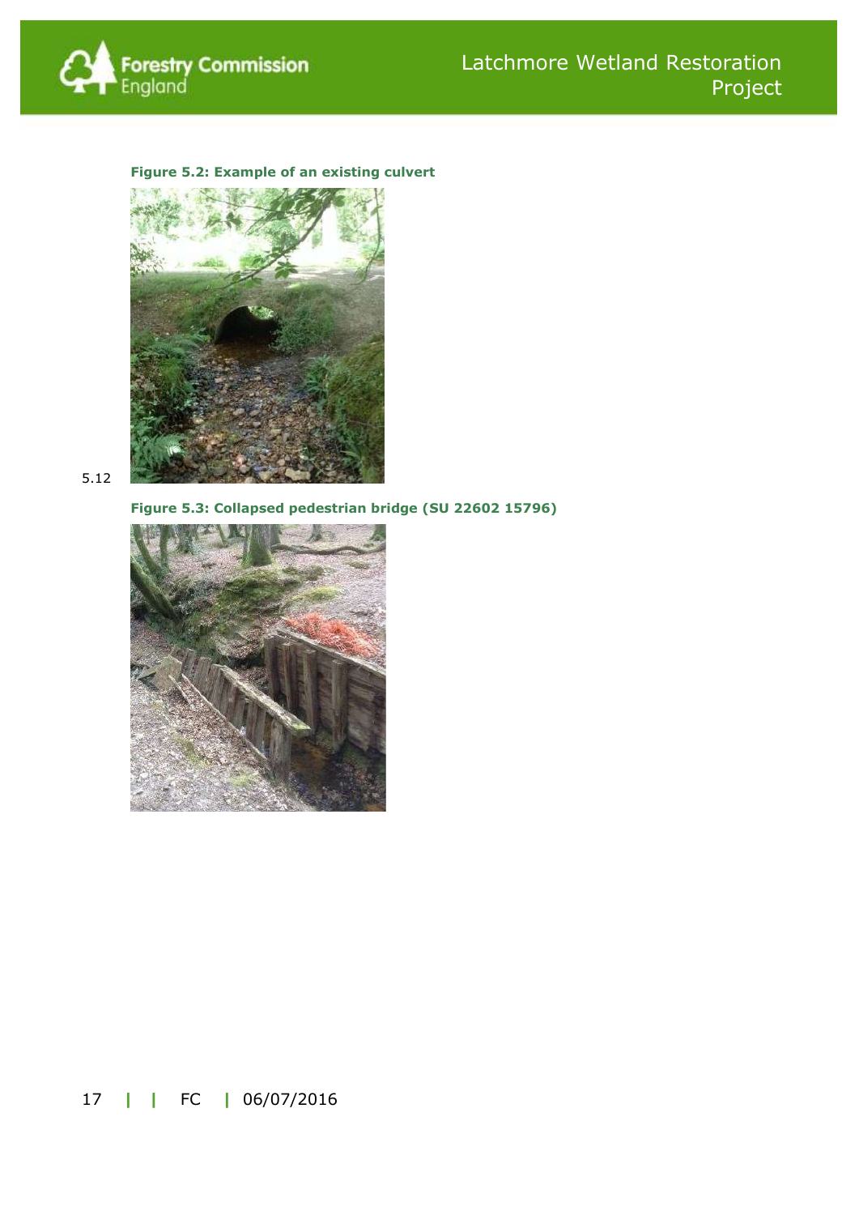**Figure 5.2: Example of an existing culvert**

5.12

**Figure 5.3: Collapsed pedestrian bridge (SU 22602 15796)**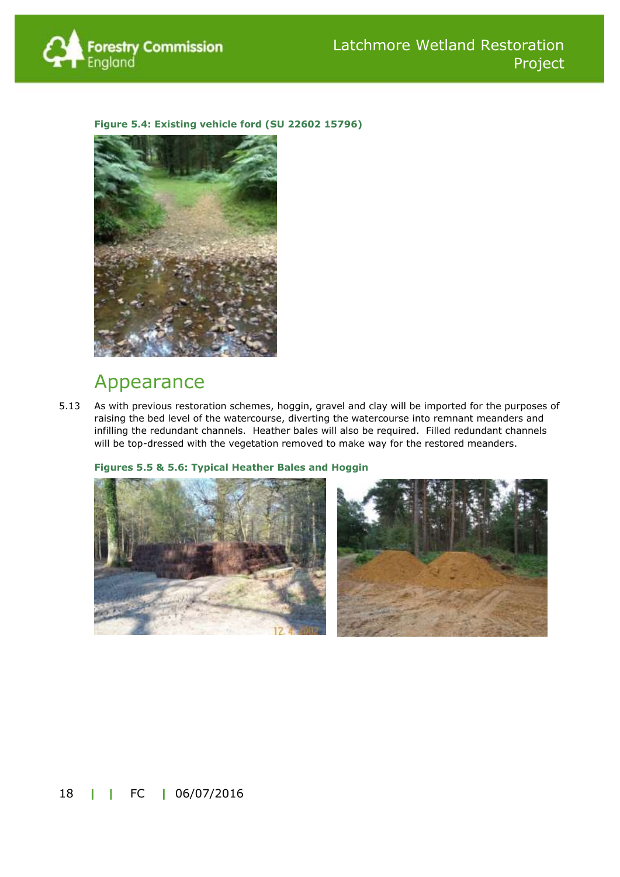**Figure 5.4: Existing vehicle ford (SU 22602 15796)**

## Appearance

5.13 As with previous restoration schemes, hoggin, gravel and clay will be imported for the purposes of raising the bed level of the watercourse, diverting the watercourse into remnant meanders and infilling the redundant channels. Heather bales will also be required. Filled redundant channels will be top-dressed with the vegetation removed to make way for the restored meanders.

**Figures 5.5 & 5.6: Typical Heather Bales and Hoggin**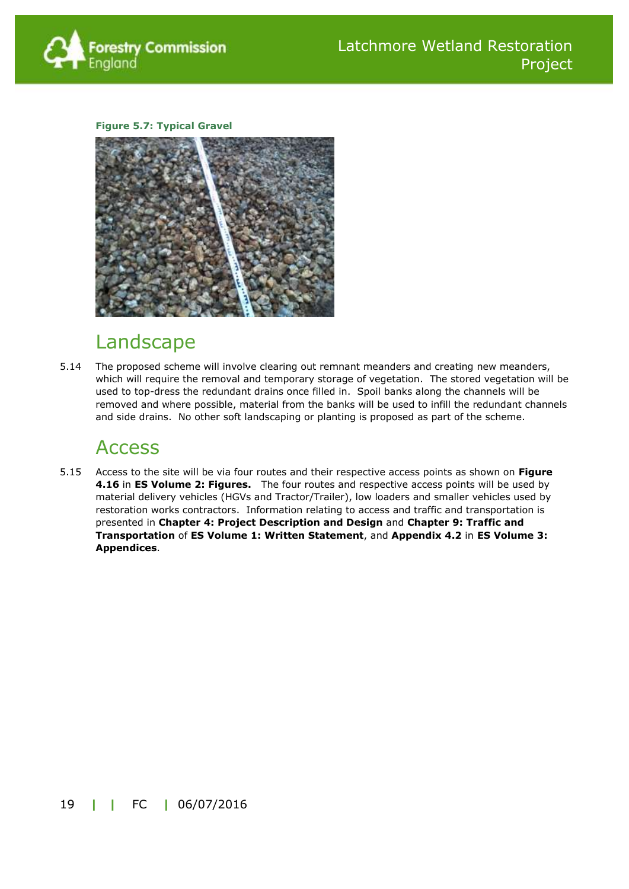**Figure 5.7: Typical Gravel**

## Landscape

5.14 The proposed scheme will involve clearing out remnant meanders and creating new meanders, which will require the removal and temporary storage of vegetation. The stored vegetation will be used to top-dress the redundant drains once filled in. Spoil banks along the channels will be removed and where possible, material from the banks will be used to infill the redundant channels and side drains. No other soft landscaping or planting is proposed as part of the scheme.

## Access

5.15 Access to the site will be via four routes and their respective access points as shown on **Figure 4.16** in **ES Volume 2: Figures.** The four routes and respective access points will be used by material delivery vehicles (HGVs and Tractor/Trailer), low loaders and smaller vehicles used by restoration works contractors. Information relating to access and traffic and transportation is presented in **Chapter 4: Project Description and Design** and **Chapter 9: Traffic and Transportation** of **ES Volume 1: Written Statement**, and **Appendix 4.2** in **ES Volume 3: Appendices**.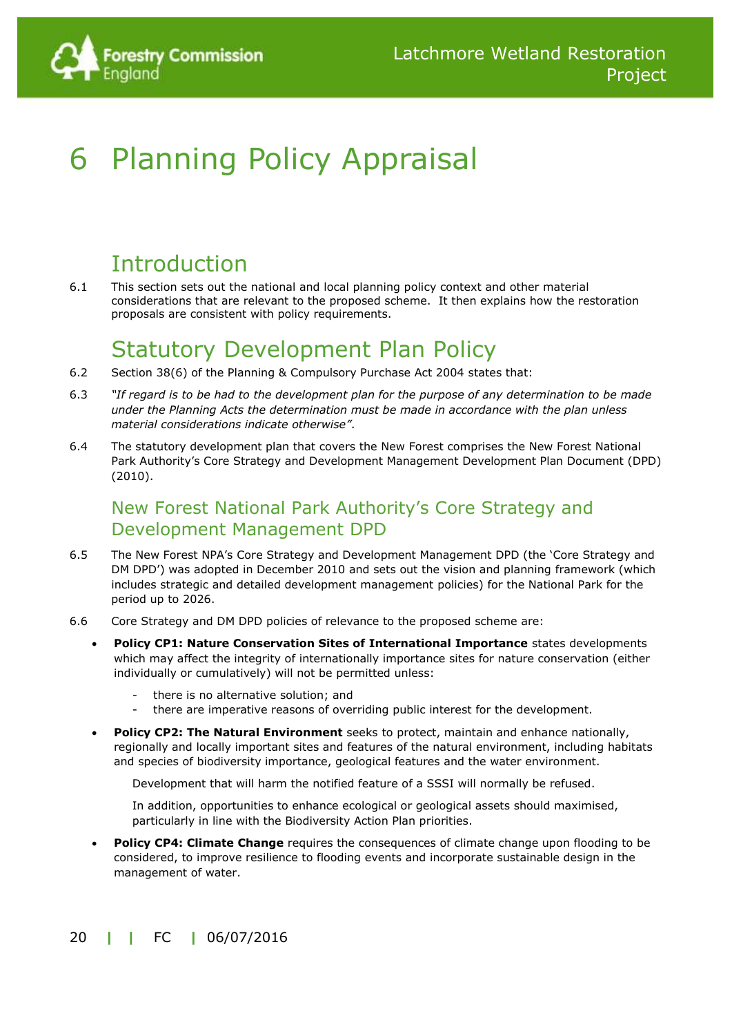# 6 Planning Policy Appraisal

## Introduction

6.1 This section sets out the national and local planning policy context and other material considerations that are relevant to the proposed scheme. It then explains how the restoration proposals are consistent with policy requirements.

## Statutory Development Plan Policy

6.2 Section 38(6) of the Planning & Compulsory Purchase Act 2004 states that:

6.3 *"If regard is to be had to the development plan for the purpose of any determination to be made under the Planning Acts the determination must be made in accordance with the plan unless material considerations indicate otherwise"*.

6.4 The statutory development plan that covers the New Forest comprises the New Forest National Park Authority's Core Strategy and Development Management Development Plan Document (DPD) (2010).

### New Forest National Park Authority's Core Strategy and Development Management DPD

6.5 The New Forest NPA's Core Strategy and Development Management DPD (the 'Core Strategy and DM DPD') was adopted in December 2010 and sets out the vision and planning framework (which includes strategic and detailed development management policies) for the National Park for the period up to 2026.

6.6 Core Strategy and DM DPD policies of relevance to the proposed scheme are:

- **Policy CP1: Nature Conservation Sites of International Importance** states developments which may affect the integrity of internationally importance sites for nature conservation (either individually or cumulatively) will not be permitted unless:
  - there is no alternative solution; and
  - there are imperative reasons of overriding public interest for the development.
- **Policy CP2: The Natural Environment** seeks to protect, maintain and enhance nationally, regionally and locally important sites and features of the natural environment, including habitats and species of biodiversity importance, geological features and the water environment.

  Development that will harm the notified feature of a SSSI will normally be refused.

  In addition, opportunities to enhance ecological or geological assets should maximised, particularly in line with the Biodiversity Action Plan priorities.
- **Policy CP4: Climate Change** requires the consequences of climate change upon flooding to be considered, to improve resilience to flooding events and incorporate sustainable design in the management of water.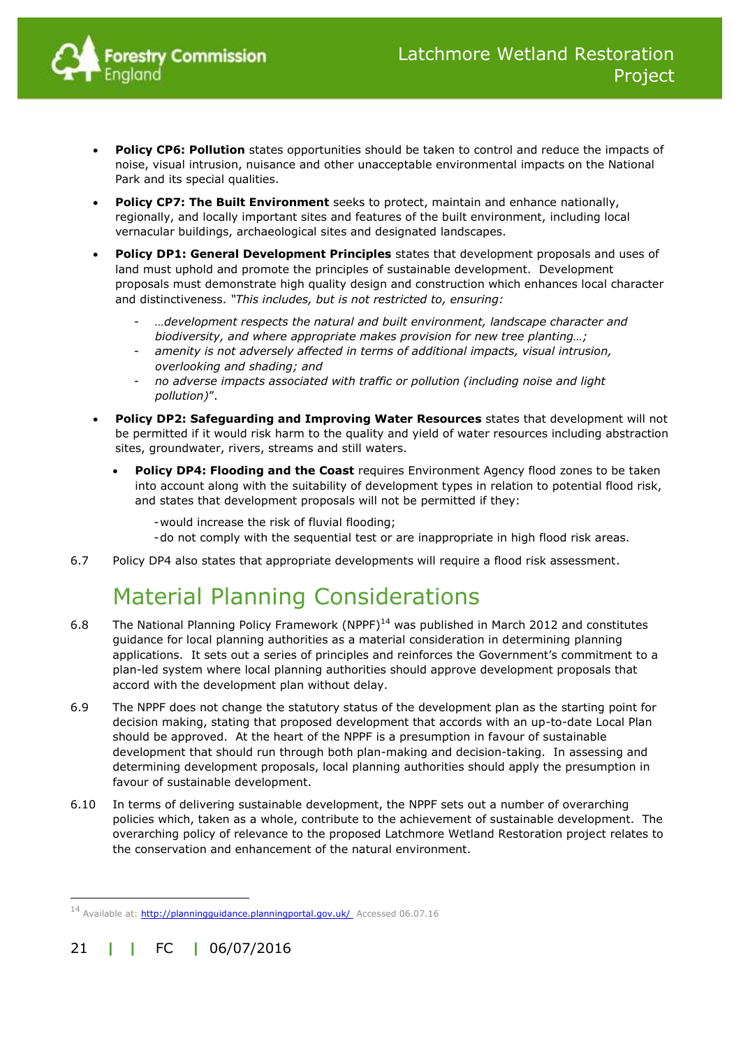- **Policy CP6: Pollution** states opportunities should be taken to control and reduce the impacts of noise, visual intrusion, nuisance and other unacceptable environmental impacts on the National Park and its special qualities.
- **Policy CP7: The Built Environment** seeks to protect, maintain and enhance nationally, regionally, and locally important sites and features of the built environment, including local vernacular buildings, archaeological sites and designated landscapes.
- **Policy DP1: General Development Principles** states that development proposals and uses of land must uphold and promote the principles of sustainable development. Development proposals must demonstrate high quality design and construction which enhances local character and distinctiveness. *"This includes, but is not restricted to, ensuring:*
  - *…development respects the natural and built environment, landscape character and biodiversity, and where appropriate makes provision for new tree planting…;*
  - *amenity is not adversely affected in terms of additional impacts, visual intrusion, overlooking and shading; and*
  - *no adverse impacts associated with traffic or pollution (including noise and light pollution)*".
- **Policy DP2: Safeguarding and Improving Water Resources** states that development will not be permitted if it would risk harm to the quality and yield of water resources including abstraction sites, groundwater, rivers, streams and still waters.
  - **Policy DP4: Flooding and the Coast** requires Environment Agency flood zones to be taken into account along with the suitability of development types in relation to potential flood risk, and states that development proposals will not be permitted if they:
    - would increase the risk of fluvial flooding;
    - do not comply with the sequential test or are inappropriate in high flood risk areas.

6.7 Policy DP4 also states that appropriate developments will require a flood risk assessment.

## Material Planning Considerations

6.8 The National Planning Policy Framework (NPPF)[14] was published in March 2012 and constitutes guidance for local planning authorities as a material consideration in determining planning applications. It sets out a series of principles and reinforces the Government's commitment to a plan-led system where local planning authorities should approve development proposals that accord with the development plan without delay.

6.9 The NPPF does not change the statutory status of the development plan as the starting point for decision making, stating that proposed development that accords with an up-to-date Local Plan should be approved. At the heart of the NPPF is a presumption in favour of sustainable development that should run through both plan-making and decision-taking. In assessing and determining development proposals, local planning authorities should apply the presumption in favour of sustainable development.

6.10 In terms of delivering sustainable development, the NPPF sets out a number of overarching policies which, taken as a whole, contribute to the achievement of sustainable development. The overarching policy of relevance to the proposed Latchmore Wetland Restoration project relates to the conservation and enhancement of the natural environment.

---

[14] Available at: http://planningguidance.planningportal.gov.uk/ Accessed 06.07.16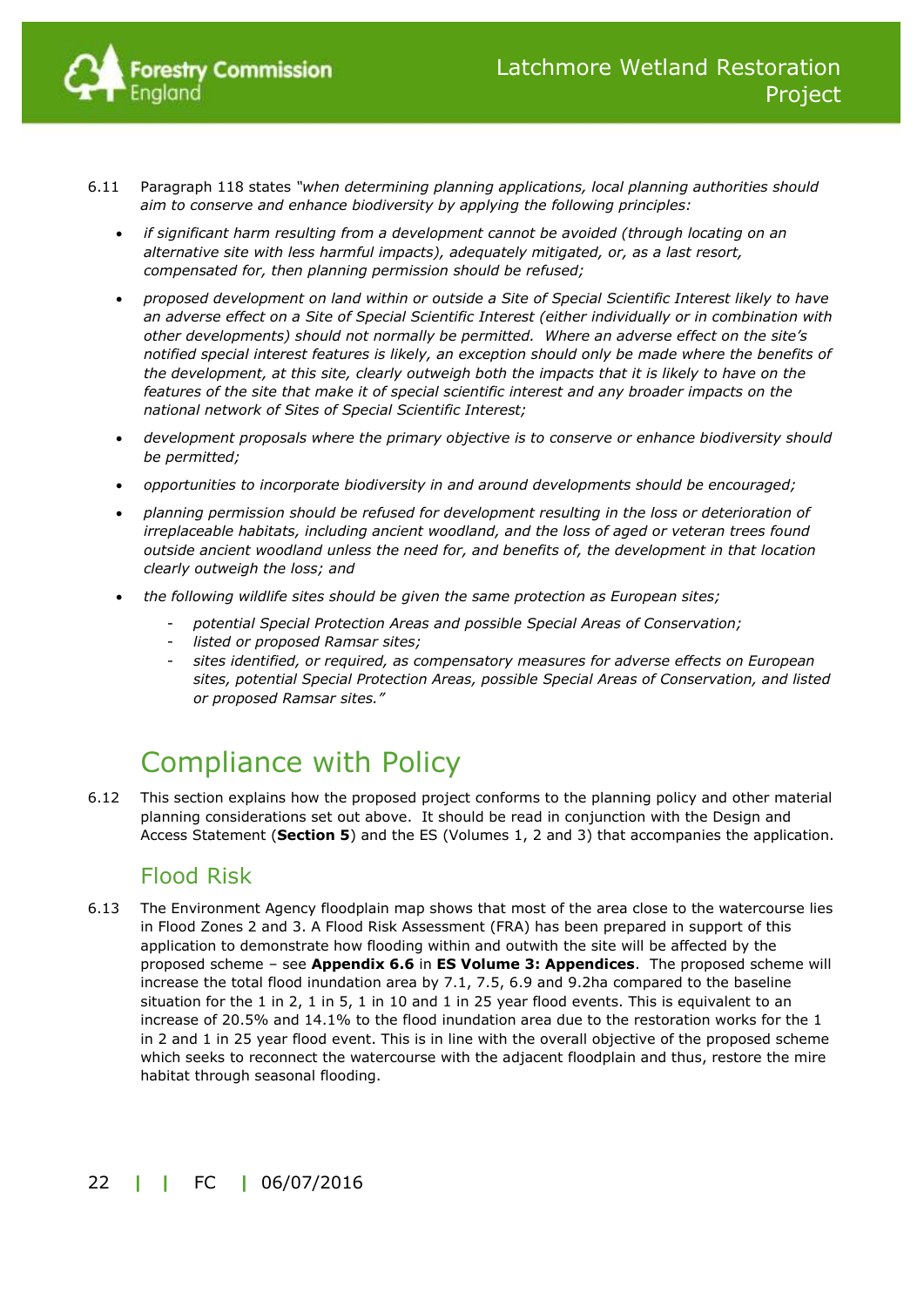6.11 Paragraph 118 states *"when determining planning applications, local planning authorities should aim to conserve and enhance biodiversity by applying the following principles:*

- *if significant harm resulting from a development cannot be avoided (through locating on an alternative site with less harmful impacts), adequately mitigated, or, as a last resort, compensated for, then planning permission should be refused;*
- *proposed development on land within or outside a Site of Special Scientific Interest likely to have an adverse effect on a Site of Special Scientific Interest (either individually or in combination with other developments) should not normally be permitted. Where an adverse effect on the site's notified special interest features is likely, an exception should only be made where the benefits of the development, at this site, clearly outweigh both the impacts that it is likely to have on the features of the site that make it of special scientific interest and any broader impacts on the national network of Sites of Special Scientific Interest;*
- *development proposals where the primary objective is to conserve or enhance biodiversity should be permitted;*
- *opportunities to incorporate biodiversity in and around developments should be encouraged;*
- *planning permission should be refused for development resulting in the loss or deterioration of irreplaceable habitats, including ancient woodland, and the loss of aged or veteran trees found outside ancient woodland unless the need for, and benefits of, the development in that location clearly outweigh the loss; and*
- *the following wildlife sites should be given the same protection as European sites;*
  - *potential Special Protection Areas and possible Special Areas of Conservation;*
  - *listed or proposed Ramsar sites;*
  - *sites identified, or required, as compensatory measures for adverse effects on European sites, potential Special Protection Areas, possible Special Areas of Conservation, and listed or proposed Ramsar sites."*

# Compliance with Policy

6.12 This section explains how the proposed project conforms to the planning policy and other material planning considerations set out above. It should be read in conjunction with the Design and Access Statement (**Section 5**) and the ES (Volumes 1, 2 and 3) that accompanies the application.

## Flood Risk

6.13 The Environment Agency floodplain map shows that most of the area close to the watercourse lies in Flood Zones 2 and 3. A Flood Risk Assessment (FRA) has been prepared in support of this application to demonstrate how flooding within and outwith the site will be affected by the proposed scheme – see **Appendix 6.6** in **ES Volume 3: Appendices**. The proposed scheme will increase the total flood inundation area by 7.1, 7.5, 6.9 and 9.2ha compared to the baseline situation for the 1 in 2, 1 in 5, 1 in 10 and 1 in 25 year flood events. This is equivalent to an increase of 20.5% and 14.1% to the flood inundation area due to the restoration works for the 1 in 2 and 1 in 25 year flood event. This is in line with the overall objective of the proposed scheme which seeks to reconnect the watercourse with the adjacent floodplain and thus, restore the mire habitat through seasonal flooding.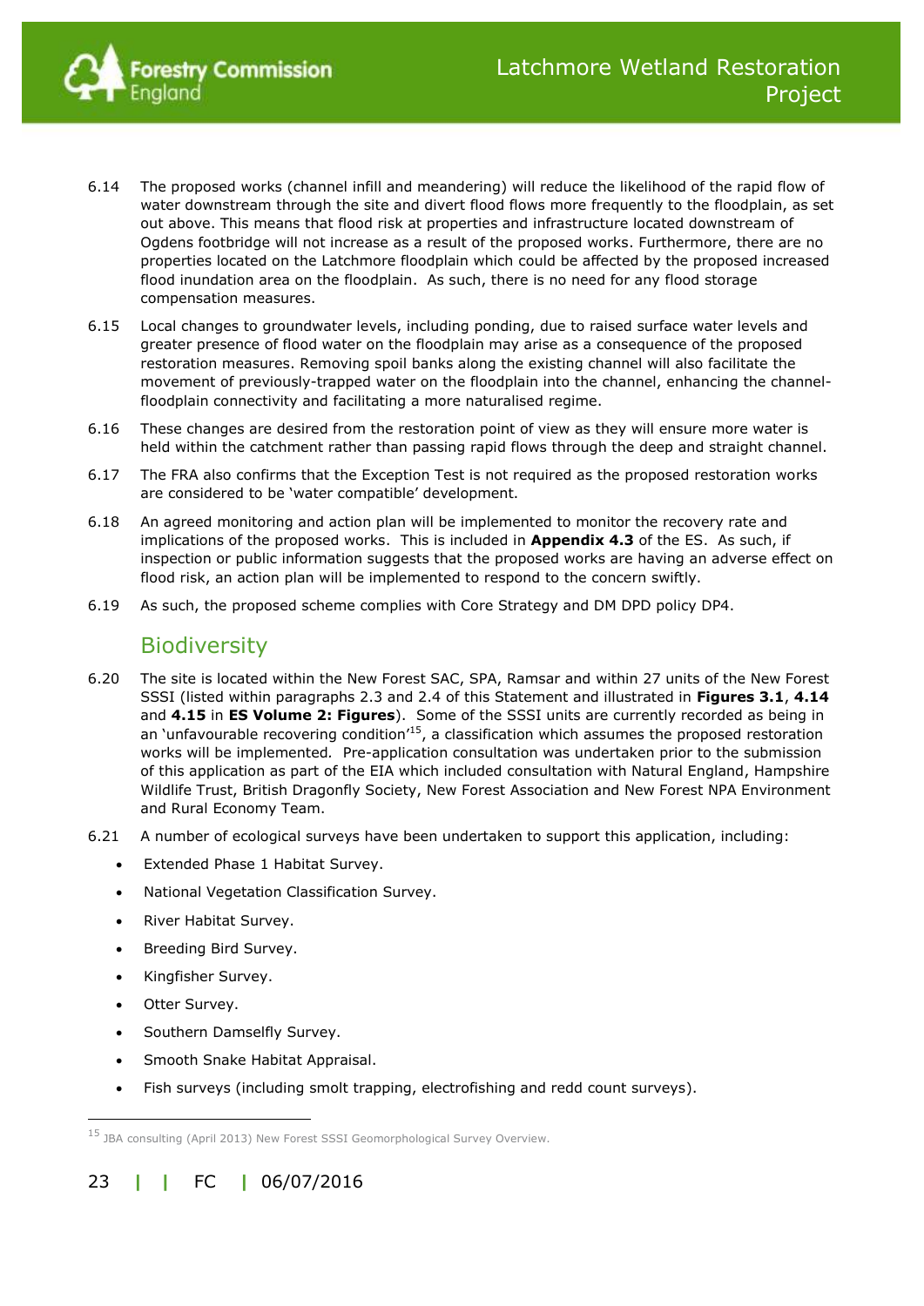6.14 The proposed works (channel infill and meandering) will reduce the likelihood of the rapid flow of water downstream through the site and divert flood flows more frequently to the floodplain, as set out above. This means that flood risk at properties and infrastructure located downstream of Ogdens footbridge will not increase as a result of the proposed works. Furthermore, there are no properties located on the Latchmore floodplain which could be affected by the proposed increased flood inundation area on the floodplain. As such, there is no need for any flood storage compensation measures.

6.15 Local changes to groundwater levels, including ponding, due to raised surface water levels and greater presence of flood water on the floodplain may arise as a consequence of the proposed restoration measures. Removing spoil banks along the existing channel will also facilitate the movement of previously-trapped water on the floodplain into the channel, enhancing the channel-floodplain connectivity and facilitating a more naturalised regime.

6.16 These changes are desired from the restoration point of view as they will ensure more water is held within the catchment rather than passing rapid flows through the deep and straight channel.

6.17 The FRA also confirms that the Exception Test is not required as the proposed restoration works are considered to be 'water compatible' development.

6.18 An agreed monitoring and action plan will be implemented to monitor the recovery rate and implications of the proposed works. This is included in **Appendix 4.3** of the ES. As such, if inspection or public information suggests that the proposed works are having an adverse effect on flood risk, an action plan will be implemented to respond to the concern swiftly.

6.19 As such, the proposed scheme complies with Core Strategy and DM DPD policy DP4.

## Biodiversity

6.20 The site is located within the New Forest SAC, SPA, Ramsar and within 27 units of the New Forest SSSI (listed within paragraphs 2.3 and 2.4 of this Statement and illustrated in **Figures 3.1**, **4.14** and **4.15** in **ES Volume 2: Figures**). Some of the SSSI units are currently recorded as being in an 'unfavourable recovering condition'[15], a classification which assumes the proposed restoration works will be implemented. Pre-application consultation was undertaken prior to the submission of this application as part of the EIA which included consultation with Natural England, Hampshire Wildlife Trust, British Dragonfly Society, New Forest Association and New Forest NPA Environment and Rural Economy Team.

6.21 A number of ecological surveys have been undertaken to support this application, including:

- Extended Phase 1 Habitat Survey.
- National Vegetation Classification Survey.
- River Habitat Survey.
- Breeding Bird Survey.
- Kingfisher Survey.
- Otter Survey.
- Southern Damselfly Survey.
- Smooth Snake Habitat Appraisal.
- Fish surveys (including smolt trapping, electrofishing and redd count surveys).

---

[15] JBA consulting (April 2013) New Forest SSSI Geomorphological Survey Overview.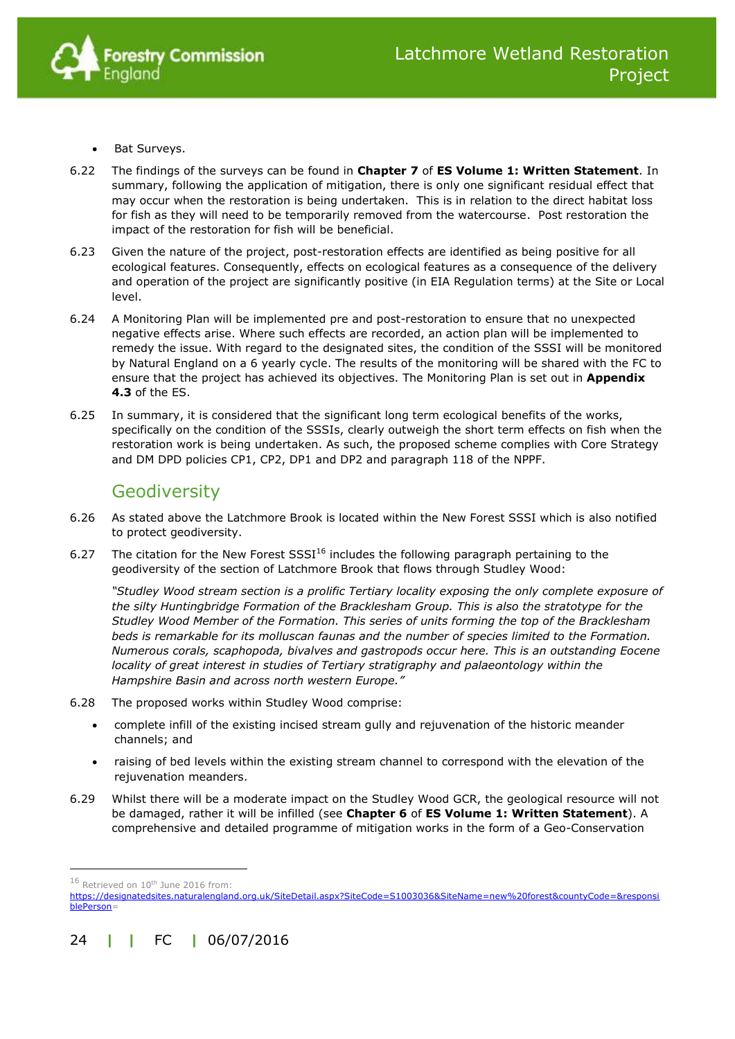- Bat Surveys.

6.22 The findings of the surveys can be found in **Chapter 7** of **ES Volume 1: Written Statement**. In summary, following the application of mitigation, there is only one significant residual effect that may occur when the restoration is being undertaken. This is in relation to the direct habitat loss for fish as they will need to be temporarily removed from the watercourse. Post restoration the impact of the restoration for fish will be beneficial.

6.23 Given the nature of the project, post-restoration effects are identified as being positive for all ecological features. Consequently, effects on ecological features as a consequence of the delivery and operation of the project are significantly positive (in EIA Regulation terms) at the Site or Local level.

6.24 A Monitoring Plan will be implemented pre and post-restoration to ensure that no unexpected negative effects arise. Where such effects are recorded, an action plan will be implemented to remedy the issue. With regard to the designated sites, the condition of the SSSI will be monitored by Natural England on a 6 yearly cycle. The results of the monitoring will be shared with the FC to ensure that the project has achieved its objectives. The Monitoring Plan is set out in **Appendix 4.3** of the ES.

6.25 In summary, it is considered that the significant long term ecological benefits of the works, specifically on the condition of the SSSIs, clearly outweigh the short term effects on fish when the restoration work is being undertaken. As such, the proposed scheme complies with Core Strategy and DM DPD policies CP1, CP2, DP1 and DP2 and paragraph 118 of the NPPF.

## Geodiversity

6.26 As stated above the Latchmore Brook is located within the New Forest SSSI which is also notified to protect geodiversity.

6.27 The citation for the New Forest SSSI[16] includes the following paragraph pertaining to the geodiversity of the section of Latchmore Brook that flows through Studley Wood:

*"Studley Wood stream section is a prolific Tertiary locality exposing the only complete exposure of the silty Huntingbridge Formation of the Bracklesham Group. This is also the stratotype for the Studley Wood Member of the Formation. This series of units forming the top of the Bracklesham beds is remarkable for its molluscan faunas and the number of species limited to the Formation. Numerous corals, scaphopoda, bivalves and gastropods occur here. This is an outstanding Eocene locality of great interest in studies of Tertiary stratigraphy and palaeontology within the Hampshire Basin and across north western Europe."*

6.28 The proposed works within Studley Wood comprise:

- complete infill of the existing incised stream gully and rejuvenation of the historic meander channels; and
- raising of bed levels within the existing stream channel to correspond with the elevation of the rejuvenation meanders.

6.29 Whilst there will be a moderate impact on the Studley Wood GCR, the geological resource will not be damaged, rather it will be infilled (see **Chapter 6** of **ES Volume 1: Written Statement**). A comprehensive and detailed programme of mitigation works in the form of a Geo-Conservation

---

[16] Retrieved on 10th June 2016 from: https://designatedsites.naturalengland.org.uk/SiteDetail.aspx?SiteCode=S1003036&SiteName=new%20forest&countyCode=&responsiblePerson=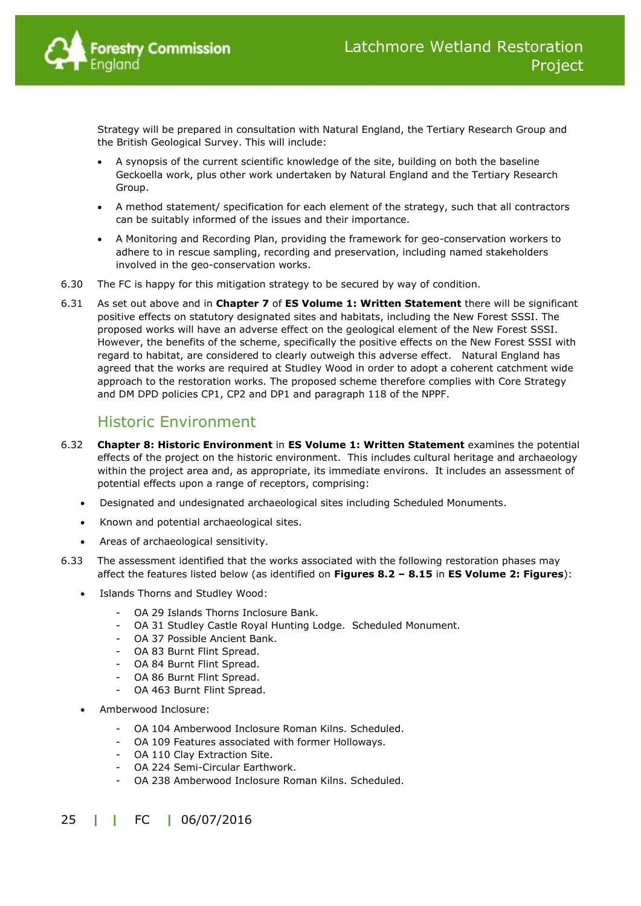Strategy will be prepared in consultation with Natural England, the Tertiary Research Group and the British Geological Survey. This will include:

- A synopsis of the current scientific knowledge of the site, building on both the baseline Geckoella work, plus other work undertaken by Natural England and the Tertiary Research Group.
- A method statement/ specification for each element of the strategy, such that all contractors can be suitably informed of the issues and their importance.
- A Monitoring and Recording Plan, providing the framework for geo-conservation workers to adhere to in rescue sampling, recording and preservation, including named stakeholders involved in the geo-conservation works.

6.30 The FC is happy for this mitigation strategy to be secured by way of condition.

6.31 As set out above and in **Chapter 7** of **ES Volume 1: Written Statement** there will be significant positive effects on statutory designated sites and habitats, including the New Forest SSSI. The proposed works will have an adverse effect on the geological element of the New Forest SSSI. However, the benefits of the scheme, specifically the positive effects on the New Forest SSSI with regard to habitat, are considered to clearly outweigh this adverse effect. Natural England has agreed that the works are required at Studley Wood in order to adopt a coherent catchment wide approach to the restoration works. The proposed scheme therefore complies with Core Strategy and DM DPD policies CP1, CP2 and DP1 and paragraph 118 of the NPPF.

## Historic Environment

6.32 **Chapter 8: Historic Environment** in **ES Volume 1: Written Statement** examines the potential effects of the project on the historic environment. This includes cultural heritage and archaeology within the project area and, as appropriate, its immediate environs. It includes an assessment of potential effects upon a range of receptors, comprising:

- Designated and undesignated archaeological sites including Scheduled Monuments.
- Known and potential archaeological sites.
- Areas of archaeological sensitivity.

6.33 The assessment identified that the works associated with the following restoration phases may affect the features listed below (as identified on **Figures 8.2 – 8.15** in **ES Volume 2: Figures**):

- Islands Thorns and Studley Wood:
  - OA 29 Islands Thorns Inclosure Bank.
  - OA 31 Studley Castle Royal Hunting Lodge. Scheduled Monument.
  - OA 37 Possible Ancient Bank.
  - OA 83 Burnt Flint Spread.
  - OA 84 Burnt Flint Spread.
  - OA 86 Burnt Flint Spread.
  - OA 463 Burnt Flint Spread.
- Amberwood Inclosure:
  - OA 104 Amberwood Inclosure Roman Kilns. Scheduled.
  - OA 109 Features associated with former Holloways.
  - OA 110 Clay Extraction Site.
  - OA 224 Semi-Circular Earthwork.
  - OA 238 Amberwood Inclosure Roman Kilns. Scheduled.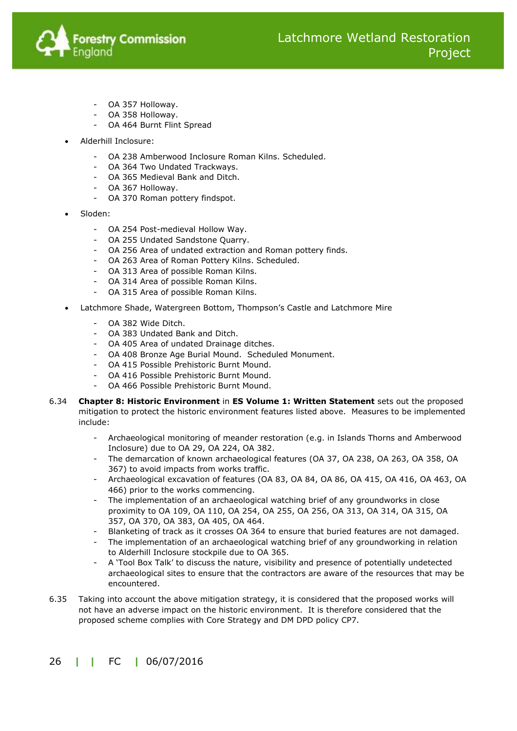- OA 357 Holloway.
- OA 358 Holloway.
- OA 464 Burnt Flint Spread

- Alderhill Inclosure:
  - OA 238 Amberwood Inclosure Roman Kilns. Scheduled.
  - OA 364 Two Undated Trackways.
  - OA 365 Medieval Bank and Ditch.
  - OA 367 Holloway.
  - OA 370 Roman pottery findspot.

- Sloden:
  - OA 254 Post-medieval Hollow Way.
  - OA 255 Undated Sandstone Quarry.
  - OA 256 Area of undated extraction and Roman pottery finds.
  - OA 263 Area of Roman Pottery Kilns. Scheduled.
  - OA 313 Area of possible Roman Kilns.
  - OA 314 Area of possible Roman Kilns.
  - OA 315 Area of possible Roman Kilns.

- Latchmore Shade, Watergreen Bottom, Thompson's Castle and Latchmore Mire
  - OA 382 Wide Ditch.
  - OA 383 Undated Bank and Ditch.
  - OA 405 Area of undated Drainage ditches.
  - OA 408 Bronze Age Burial Mound. Scheduled Monument.
  - OA 415 Possible Prehistoric Burnt Mound.
  - OA 416 Possible Prehistoric Burnt Mound.
  - OA 466 Possible Prehistoric Burnt Mound.

6.34 **Chapter 8: Historic Environment** in **ES Volume 1: Written Statement** sets out the proposed mitigation to protect the historic environment features listed above. Measures to be implemented include:

- Archaeological monitoring of meander restoration (e.g. in Islands Thorns and Amberwood Inclosure) due to OA 29, OA 224, OA 382.
- The demarcation of known archaeological features (OA 37, OA 238, OA 263, OA 358, OA 367) to avoid impacts from works traffic.
- Archaeological excavation of features (OA 83, OA 84, OA 86, OA 415, OA 416, OA 463, OA 466) prior to the works commencing.
- The implementation of an archaeological watching brief of any groundworks in close proximity to OA 109, OA 110, OA 254, OA 255, OA 256, OA 313, OA 314, OA 315, OA 357, OA 370, OA 383, OA 405, OA 464.
- Blanketing of track as it crosses OA 364 to ensure that buried features are not damaged.
- The implementation of an archaeological watching brief of any groundworking in relation to Alderhill Inclosure stockpile due to OA 365.
- A 'Tool Box Talk' to discuss the nature, visibility and presence of potentially undetected archaeological sites to ensure that the contractors are aware of the resources that may be encountered.

6.35 Taking into account the above mitigation strategy, it is considered that the proposed works will not have an adverse impact on the historic environment. It is therefore considered that the proposed scheme complies with Core Strategy and DM DPD policy CP7.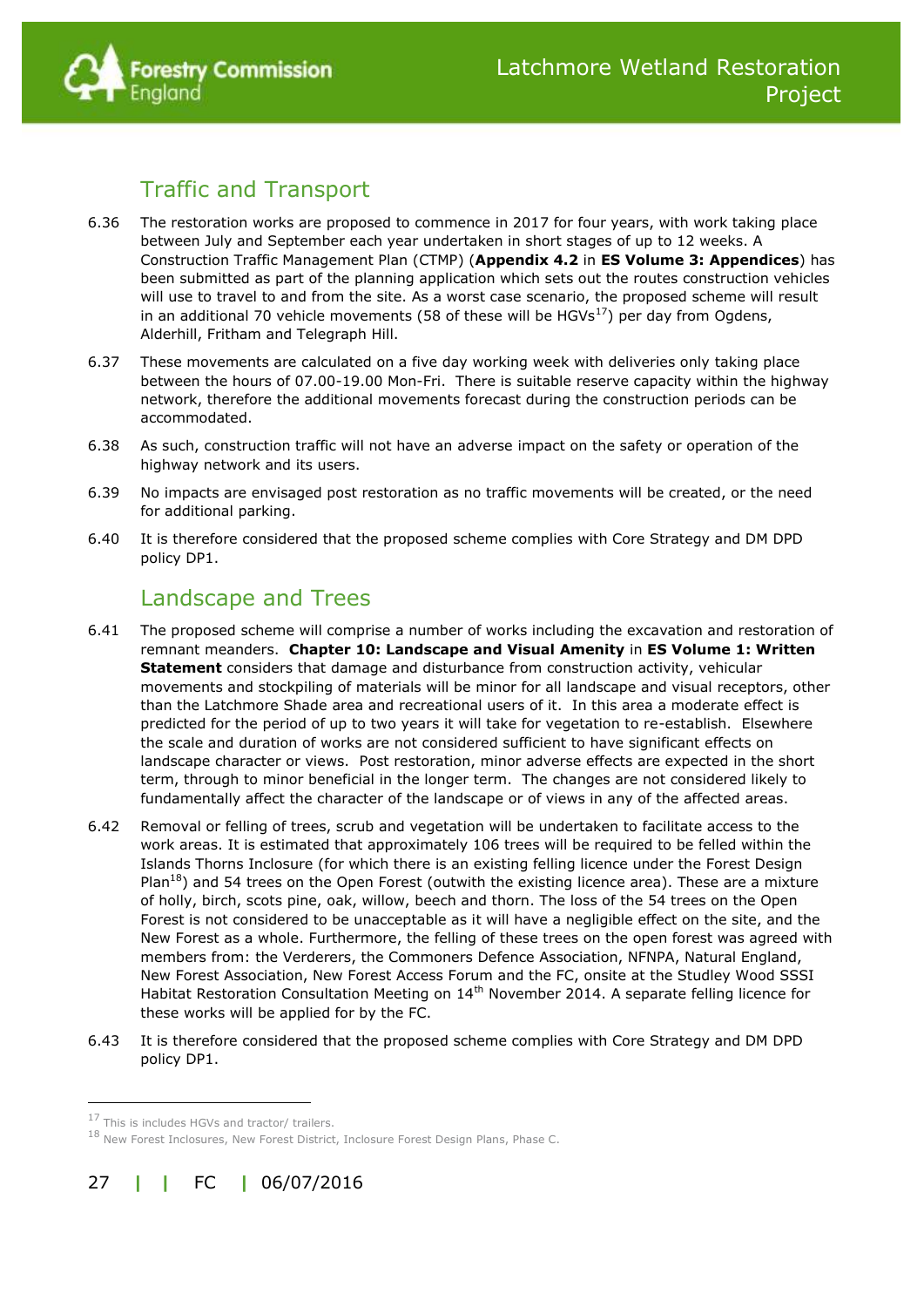## Traffic and Transport

6.36 The restoration works are proposed to commence in 2017 for four years, with work taking place between July and September each year undertaken in short stages of up to 12 weeks. A Construction Traffic Management Plan (CTMP) (**Appendix 4.2** in **ES Volume 3: Appendices**) has been submitted as part of the planning application which sets out the routes construction vehicles will use to travel to and from the site. As a worst case scenario, the proposed scheme will result in an additional 70 vehicle movements (58 of these will be HGVs[17]) per day from Ogdens, Alderhill, Fritham and Telegraph Hill.

6.37 These movements are calculated on a five day working week with deliveries only taking place between the hours of 07.00-19.00 Mon-Fri. There is suitable reserve capacity within the highway network, therefore the additional movements forecast during the construction periods can be accommodated.

6.38 As such, construction traffic will not have an adverse impact on the safety or operation of the highway network and its users.

6.39 No impacts are envisaged post restoration as no traffic movements will be created, or the need for additional parking.

6.40 It is therefore considered that the proposed scheme complies with Core Strategy and DM DPD policy DP1.

## Landscape and Trees

6.41 The proposed scheme will comprise a number of works including the excavation and restoration of remnant meanders. **Chapter 10: Landscape and Visual Amenity** in **ES Volume 1: Written Statement** considers that damage and disturbance from construction activity, vehicular movements and stockpiling of materials will be minor for all landscape and visual receptors, other than the Latchmore Shade area and recreational users of it. In this area a moderate effect is predicted for the period of up to two years it will take for vegetation to re-establish. Elsewhere the scale and duration of works are not considered sufficient to have significant effects on landscape character or views. Post restoration, minor adverse effects are expected in the short term, through to minor beneficial in the longer term. The changes are not considered likely to fundamentally affect the character of the landscape or of views in any of the affected areas.

6.42 Removal or felling of trees, scrub and vegetation will be undertaken to facilitate access to the work areas. It is estimated that approximately 106 trees will be required to be felled within the Islands Thorns Inclosure (for which there is an existing felling licence under the Forest Design Plan[18]) and 54 trees on the Open Forest (outwith the existing licence area). These are a mixture of holly, birch, scots pine, oak, willow, beech and thorn. The loss of the 54 trees on the Open Forest is not considered to be unacceptable as it will have a negligible effect on the site, and the New Forest as a whole. Furthermore, the felling of these trees on the open forest was agreed with members from: the Verderers, the Commoners Defence Association, NFNPA, Natural England, New Forest Association, New Forest Access Forum and the FC, onsite at the Studley Wood SSSI Habitat Restoration Consultation Meeting on 14th November 2014. A separate felling licence for these works will be applied for by the FC.

6.43 It is therefore considered that the proposed scheme complies with Core Strategy and DM DPD policy DP1.

---

[17] This is includes HGVs and tractor/ trailers.

[18] New Forest Inclosures, New Forest District, Inclosure Forest Design Plans, Phase C.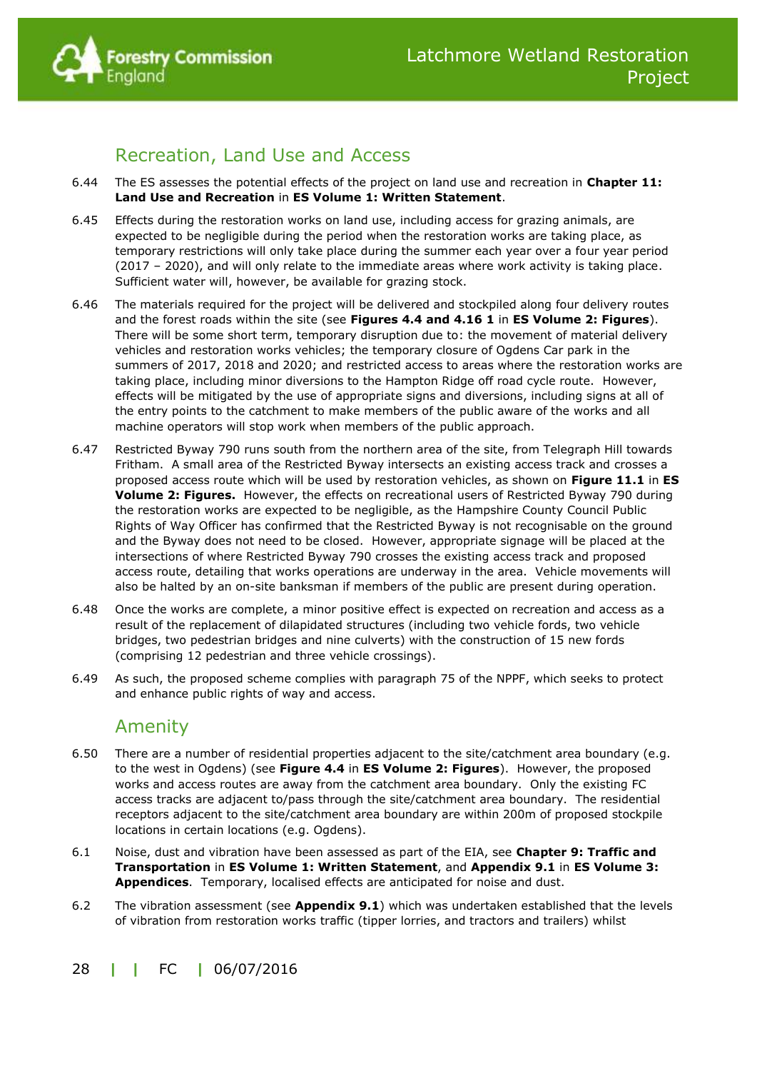## Recreation, Land Use and Access

6.44 The ES assesses the potential effects of the project on land use and recreation in **Chapter 11: Land Use and Recreation** in **ES Volume 1: Written Statement**.

6.45 Effects during the restoration works on land use, including access for grazing animals, are expected to be negligible during the period when the restoration works are taking place, as temporary restrictions will only take place during the summer each year over a four year period (2017 – 2020), and will only relate to the immediate areas where work activity is taking place. Sufficient water will, however, be available for grazing stock.

6.46 The materials required for the project will be delivered and stockpiled along four delivery routes and the forest roads within the site (see **Figures 4.4 and 4.16 1** in **ES Volume 2: Figures**). There will be some short term, temporary disruption due to: the movement of material delivery vehicles and restoration works vehicles; the temporary closure of Ogdens Car park in the summers of 2017, 2018 and 2020; and restricted access to areas where the restoration works are taking place, including minor diversions to the Hampton Ridge off road cycle route. However, effects will be mitigated by the use of appropriate signs and diversions, including signs at all of the entry points to the catchment to make members of the public aware of the works and all machine operators will stop work when members of the public approach.

6.47 Restricted Byway 790 runs south from the northern area of the site, from Telegraph Hill towards Fritham. A small area of the Restricted Byway intersects an existing access track and crosses a proposed access route which will be used by restoration vehicles, as shown on **Figure 11.1** in **ES Volume 2: Figures.** However, the effects on recreational users of Restricted Byway 790 during the restoration works are expected to be negligible, as the Hampshire County Council Public Rights of Way Officer has confirmed that the Restricted Byway is not recognisable on the ground and the Byway does not need to be closed. However, appropriate signage will be placed at the intersections of where Restricted Byway 790 crosses the existing access track and proposed access route, detailing that works operations are underway in the area. Vehicle movements will also be halted by an on-site banksman if members of the public are present during operation.

6.48 Once the works are complete, a minor positive effect is expected on recreation and access as a result of the replacement of dilapidated structures (including two vehicle fords, two vehicle bridges, two pedestrian bridges and nine culverts) with the construction of 15 new fords (comprising 12 pedestrian and three vehicle crossings).

6.49 As such, the proposed scheme complies with paragraph 75 of the NPPF, which seeks to protect and enhance public rights of way and access.

## Amenity

6.50 There are a number of residential properties adjacent to the site/catchment area boundary (e.g. to the west in Ogdens) (see **Figure 4.4** in **ES Volume 2: Figures**). However, the proposed works and access routes are away from the catchment area boundary. Only the existing FC access tracks are adjacent to/pass through the site/catchment area boundary. The residential receptors adjacent to the site/catchment area boundary are within 200m of proposed stockpile locations in certain locations (e.g. Ogdens).

6.1 Noise, dust and vibration have been assessed as part of the EIA, see **Chapter 9: Traffic and Transportation** in **ES Volume 1: Written Statement**, and **Appendix 9.1** in **ES Volume 3: Appendices**. Temporary, localised effects are anticipated for noise and dust.

6.2 The vibration assessment (see **Appendix 9.1**) which was undertaken established that the levels of vibration from restoration works traffic (tipper lorries, and tractors and trailers) whilst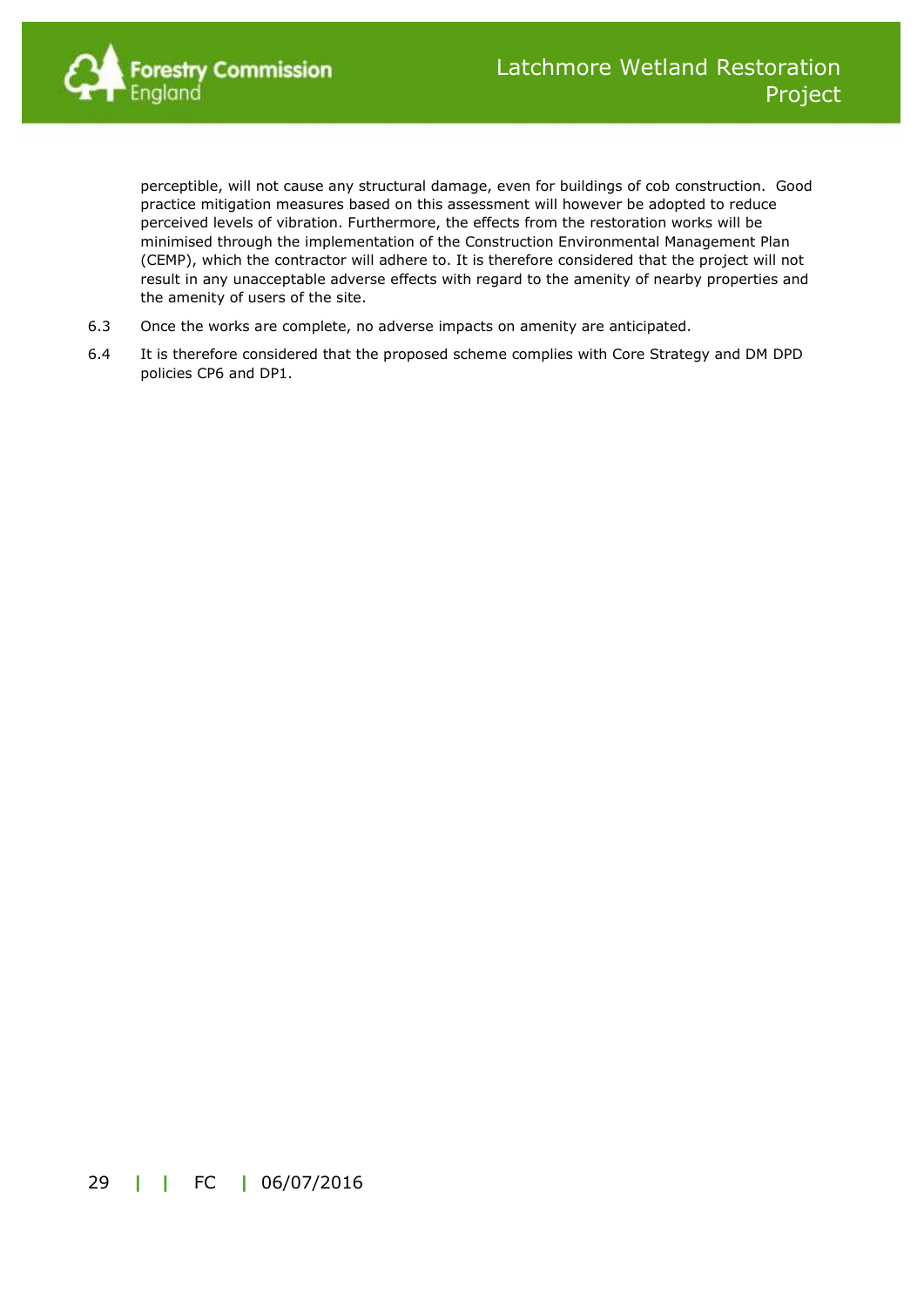perceptible, will not cause any structural damage, even for buildings of cob construction. Good practice mitigation measures based on this assessment will however be adopted to reduce perceived levels of vibration. Furthermore, the effects from the restoration works will be minimised through the implementation of the Construction Environmental Management Plan (CEMP), which the contractor will adhere to. It is therefore considered that the project will not result in any unacceptable adverse effects with regard to the amenity of nearby properties and the amenity of users of the site.

6.3 Once the works are complete, no adverse impacts on amenity are anticipated.

6.4 It is therefore considered that the proposed scheme complies with Core Strategy and DM DPD policies CP6 and DP1.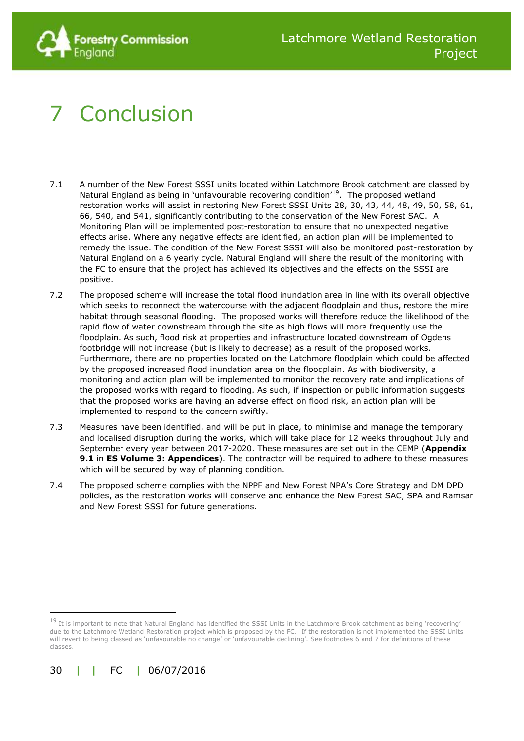# 7 Conclusion

7.1 A number of the New Forest SSSI units located within Latchmore Brook catchment are classed by Natural England as being in 'unfavourable recovering condition'[19]. The proposed wetland restoration works will assist in restoring New Forest SSSI Units 28, 30, 43, 44, 48, 49, 50, 58, 61, 66, 540, and 541, significantly contributing to the conservation of the New Forest SAC. A Monitoring Plan will be implemented post-restoration to ensure that no unexpected negative effects arise. Where any negative effects are identified, an action plan will be implemented to remedy the issue. The condition of the New Forest SSSI will also be monitored post-restoration by Natural England on a 6 yearly cycle. Natural England will share the result of the monitoring with the FC to ensure that the project has achieved its objectives and the effects on the SSSI are positive.

7.2 The proposed scheme will increase the total flood inundation area in line with its overall objective which seeks to reconnect the watercourse with the adjacent floodplain and thus, restore the mire habitat through seasonal flooding. The proposed works will therefore reduce the likelihood of the rapid flow of water downstream through the site as high flows will more frequently use the floodplain. As such, flood risk at properties and infrastructure located downstream of Ogdens footbridge will not increase (but is likely to decrease) as a result of the proposed works. Furthermore, there are no properties located on the Latchmore floodplain which could be affected by the proposed increased flood inundation area on the floodplain. As with biodiversity, a monitoring and action plan will be implemented to monitor the recovery rate and implications of the proposed works with regard to flooding. As such, if inspection or public information suggests that the proposed works are having an adverse effect on flood risk, an action plan will be implemented to respond to the concern swiftly.

7.3 Measures have been identified, and will be put in place, to minimise and manage the temporary and localised disruption during the works, which will take place for 12 weeks throughout July and September every year between 2017-2020. These measures are set out in the CEMP (**Appendix 9.1** in **ES Volume 3: Appendices**). The contractor will be required to adhere to these measures which will be secured by way of planning condition.

7.4 The proposed scheme complies with the NPPF and New Forest NPA's Core Strategy and DM DPD policies, as the restoration works will conserve and enhance the New Forest SAC, SPA and Ramsar and New Forest SSSI for future generations.

[19] It is important to note that Natural England has identified the SSSI Units in the Latchmore Brook catchment as being 'recovering' due to the Latchmore Wetland Restoration project which is proposed by the FC. If the restoration is not implemented the SSSI Units will revert to being classed as 'unfavourable no change' or 'unfavourable declining'. See footnotes 6 and 7 for definitions of these classes.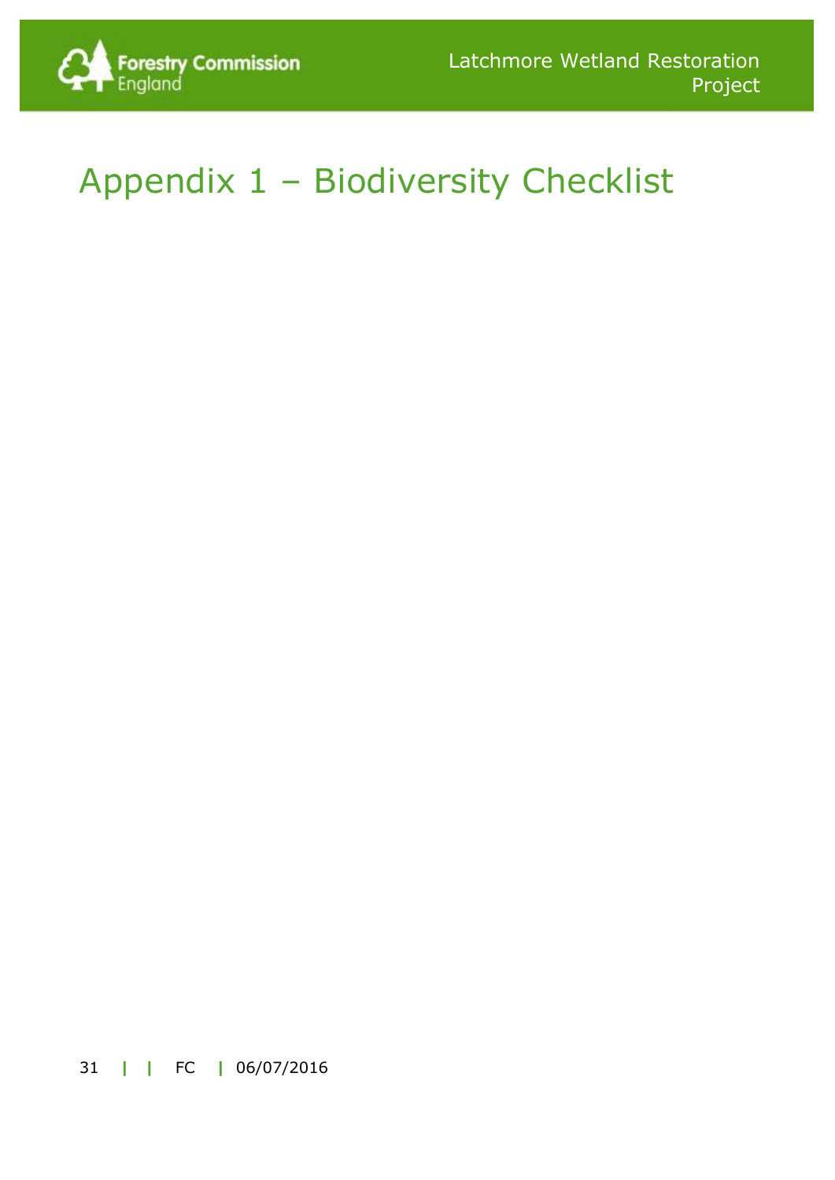# Appendix 1 – Biodiversity Checklist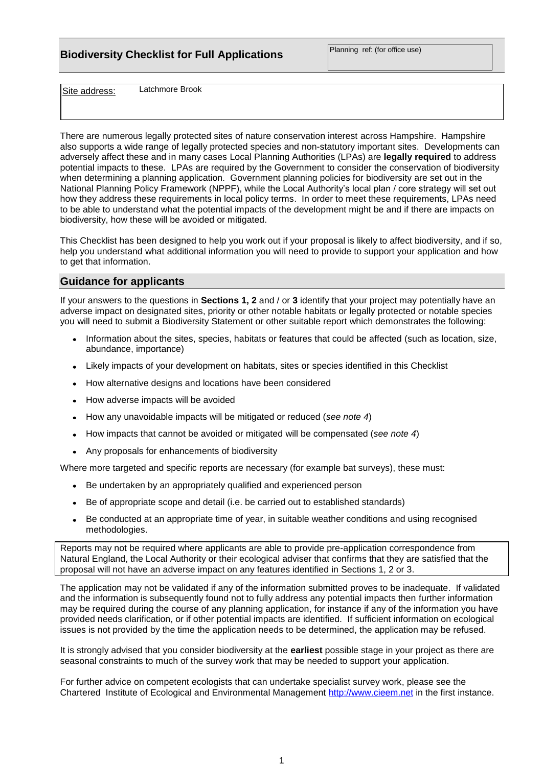## Biodiversity Checklist for Full Applications

| Planning ref: (for office use) |
|---|
| |

| Site address: | Latchmore Brook |
|---|---|

There are numerous legally protected sites of nature conservation interest across Hampshire. Hampshire also supports a wide range of legally protected species and non-statutory important sites. Developments can adversely affect these and in many cases Local Planning Authorities (LPAs) are **legally required** to address potential impacts to these. LPAs are required by the Government to consider the conservation of biodiversity when determining a planning application. Government planning policies for biodiversity are set out in the National Planning Policy Framework (NPPF), while the Local Authority's local plan / core strategy will set out how they address these requirements in local policy terms. In order to meet these requirements, LPAs need to be able to understand what the potential impacts of the development might be and if there are impacts on biodiversity, how these will be avoided or mitigated.

This Checklist has been designed to help you work out if your proposal is likely to affect biodiversity, and if so, help you understand what additional information you will need to provide to support your application and how to get that information.

### Guidance for applicants

If your answers to the questions in **Sections 1, 2** and / or **3** identify that your project may potentially have an adverse impact on designated sites, priority or other notable habitats or legally protected or notable species you will need to submit a Biodiversity Statement or other suitable report which demonstrates the following:

- Information about the sites, species, habitats or features that could be affected (such as location, size, abundance, importance)
- Likely impacts of your development on habitats, sites or species identified in this Checklist
- How alternative designs and locations have been considered
- How adverse impacts will be avoided
- How any unavoidable impacts will be mitigated or reduced (*see note 4*)
- How impacts that cannot be avoided or mitigated will be compensated (*see note 4*)
- Any proposals for enhancements of biodiversity

Where more targeted and specific reports are necessary (for example bat surveys), these must:

- Be undertaken by an appropriately qualified and experienced person
- Be of appropriate scope and detail (i.e. be carried out to established standards)
- Be conducted at an appropriate time of year, in suitable weather conditions and using recognised methodologies.

Reports may not be required where applicants are able to provide pre-application correspondence from Natural England, the Local Authority or their ecological adviser that confirms that they are satisfied that the proposal will not have an adverse impact on any features identified in Sections 1, 2 or 3.

The application may not be validated if any of the information submitted proves to be inadequate. If validated and the information is subsequently found not to fully address any potential impacts then further information may be required during the course of any planning application, for instance if any of the information you have provided needs clarification, or if other potential impacts are identified. If sufficient information on ecological issues is not provided by the time the application needs to be determined, the application may be refused.

It is strongly advised that you consider biodiversity at the **earliest** possible stage in your project as there are seasonal constraints to much of the survey work that may be needed to support your application.

For further advice on competent ecologists that can undertake specialist survey work, please see the Chartered Institute of Ecological and Environmental Management http://www.cieem.net in the first instance.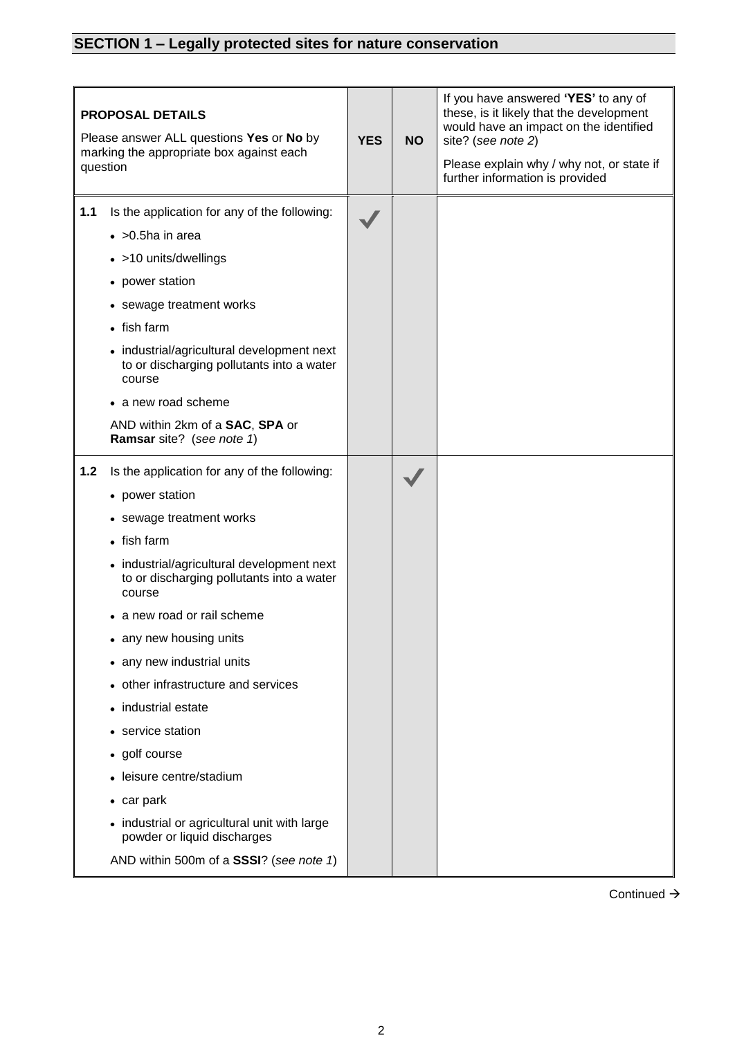## SECTION 1 – Legally protected sites for nature conservation

| PROPOSAL DETAILS<br>Please answer ALL questions **Yes** or **No** by marking the appropriate box against each question | | YES | NO | If you have answered **'YES'** to any of these, is it likely that the development would have an impact on the identified site? (*see note 2*)<br>Please explain why / why not, or state if further information is provided |
|---|---|---|---|---|
| **1.1** | Is the application for any of the following:<br>• >0.5ha in area<br>• >10 units/dwellings<br>• power station<br>• sewage treatment works<br>• fish farm<br>• industrial/agricultural development next to or discharging pollutants into a water course<br>• a new road scheme<br>AND within 2km of a **SAC**, **SPA** or **Ramsar** site? (*see note 1*) | ✓ | | |
| **1.2** | Is the application for any of the following:<br>• power station<br>• sewage treatment works<br>• fish farm<br>• industrial/agricultural development next to or discharging pollutants into a water course<br>• a new road or rail scheme<br>• any new housing units<br>• any new industrial units<br>• other infrastructure and services<br>• industrial estate<br>• service station<br>• golf course<br>• leisure centre/stadium<br>• car park<br>• industrial or agricultural unit with large powder or liquid discharges<br>AND within 500m of a **SSSI**? (*see note 1*) | | ✓ | |

Continued →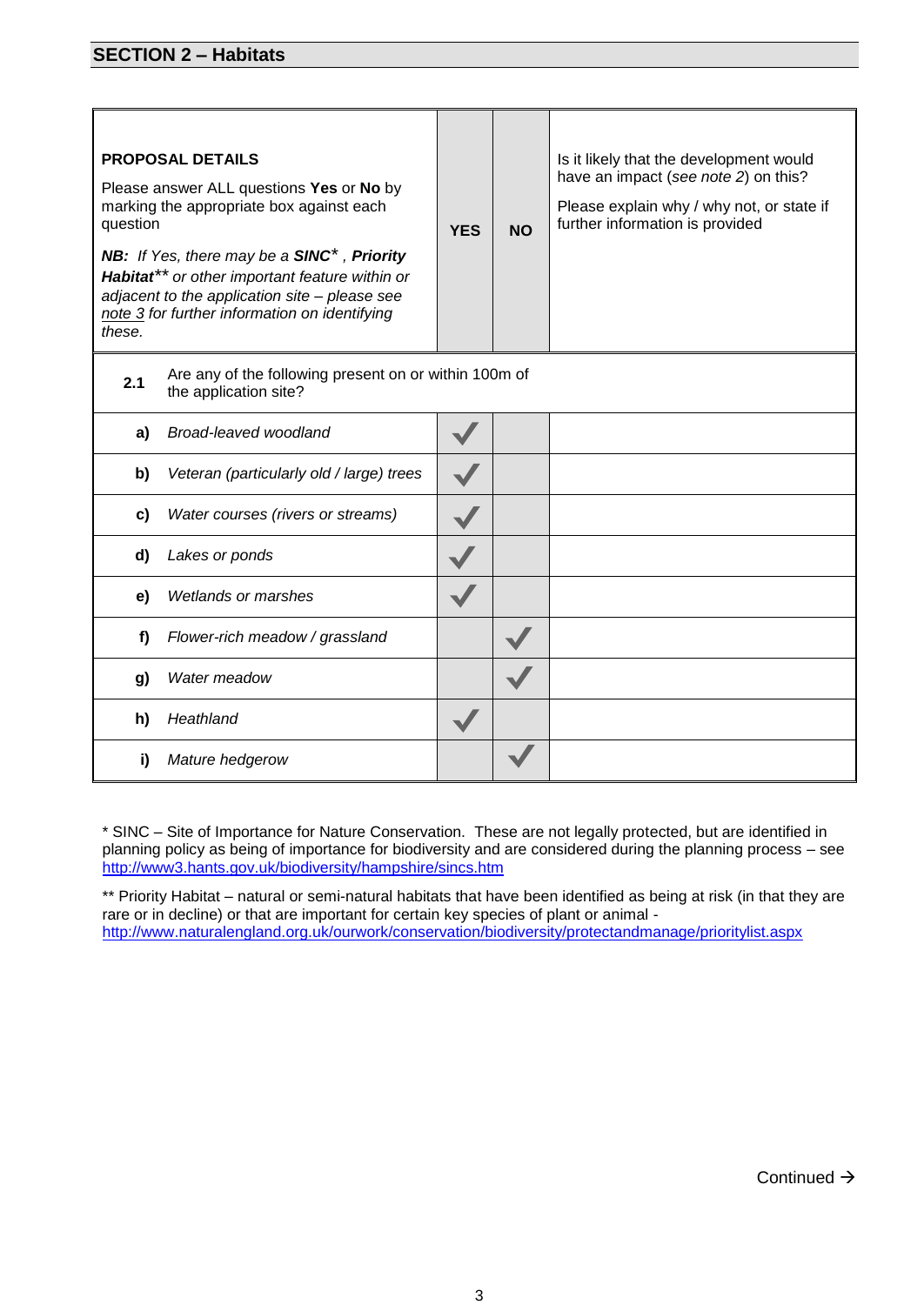## SECTION 2 – Habitats

| **PROPOSAL DETAILS**<br>Please answer ALL questions **Yes** or **No** by marking the appropriate box against each question<br>***NB:*** *If Yes, there may be a* ***SINC**** *,* ***Priority Habitat**** *or other important feature within or adjacent to the application site – please see* *note 3* *for further information on identifying these.* | **YES** | **NO** | Is it likely that the development would have an impact (*see note 2*) on this?<br>Please explain why / why not, or state if further information is provided |
|---|---|---|---|
| **2.1** Are any of the following present on or within 100m of the application site? | | | |
| **a)** *Broad-leaved woodland* | ✓ | | |
| **b)** *Veteran (particularly old / large) trees* | ✓ | | |
| **c)** *Water courses (rivers or streams)* | ✓ | | |
| **d)** *Lakes or ponds* | ✓ | | |
| **e)** *Wetlands or marshes* | ✓ | | |
| **f)** *Flower-rich meadow / grassland* | | ✓ | |
| **g)** *Water meadow* | | ✓ | |
| **h)** *Heathland* | ✓ | | |
| **i)** *Mature hedgerow* | | ✓ | |

* SINC – Site of Importance for Nature Conservation. These are not legally protected, but are identified in planning policy as being of importance for biodiversity and are considered during the planning process – see http://www3.hants.gov.uk/biodiversity/hampshire/sincs.htm

** Priority Habitat – natural or semi-natural habitats that have been identified as being at risk (in that they are rare or in decline) or that are important for certain key species of plant or animal - http://www.naturalengland.org.uk/ourwork/conservation/biodiversity/protectandmanage/prioritylist.aspx

Continued →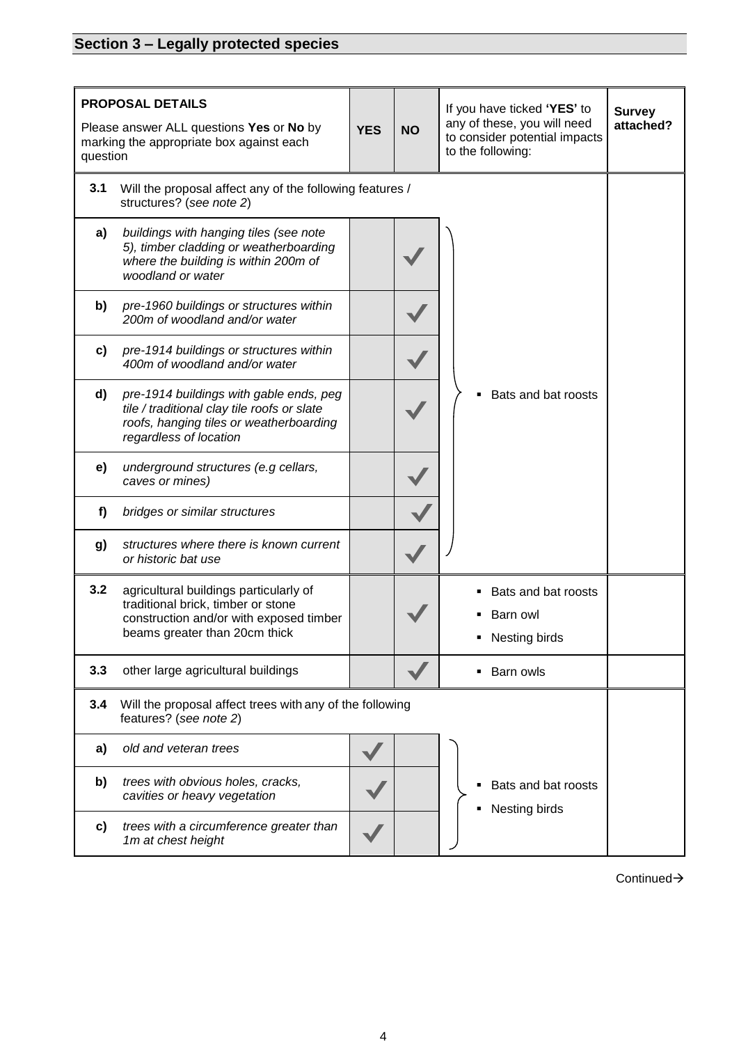## Section 3 – Legally protected species

| **PROPOSAL DETAILS**<br>Please answer ALL questions **Yes** or **No** by marking the appropriate box against each question | | **YES** | **NO** | If you have ticked **'YES'** to any of these, you will need to consider potential impacts to the following: | **Survey attached?** |
|---|---|---|---|---|---|
| **3.1** | Will the proposal affect any of the following features / structures? (*see note 2*) | | | | |
| **a)** | *buildings with hanging tiles (see note 5), timber cladding or weatherboarding where the building is within 200m of woodland or water* | | ✓ | ▪ Bats and bat roosts | |
| **b)** | *pre-1960 buildings or structures within 200m of woodland and/or water* | | ✓ | | |
| **c)** | *pre-1914 buildings or structures within 400m of woodland and/or water* | | ✓ | | |
| **d)** | *pre-1914 buildings with gable ends, peg tile / traditional clay tile roofs or slate roofs, hanging tiles or weatherboarding regardless of location* | | ✓ | | |
| **e)** | *underground structures (e.g cellars, caves or mines)* | | ✓ | | |
| **f)** | *bridges or similar structures* | | ✓ | | |
| **g)** | *structures where there is known current or historic bat use* | | ✓ | | |
| **3.2** | agricultural buildings particularly of traditional brick, timber or stone construction and/or with exposed timber beams greater than 20cm thick | | ✓ | ▪ Bats and bat roosts<br>▪ Barn owl<br>▪ Nesting birds | |
| **3.3** | other large agricultural buildings | | ✓ | ▪ Barn owls | |
| **3.4** | Will the proposal affect trees with any of the following features? (*see note 2*) | | | | |
| **a)** | *old and veteran trees* | ✓ | | ▪ Bats and bat roosts<br>▪ Nesting birds | |
| **b)** | *trees with obvious holes, cracks, cavities or heavy vegetation* | ✓ | | | |
| **c)** | *trees with a circumference greater than 1m at chest height* | ✓ | | | |

Continued→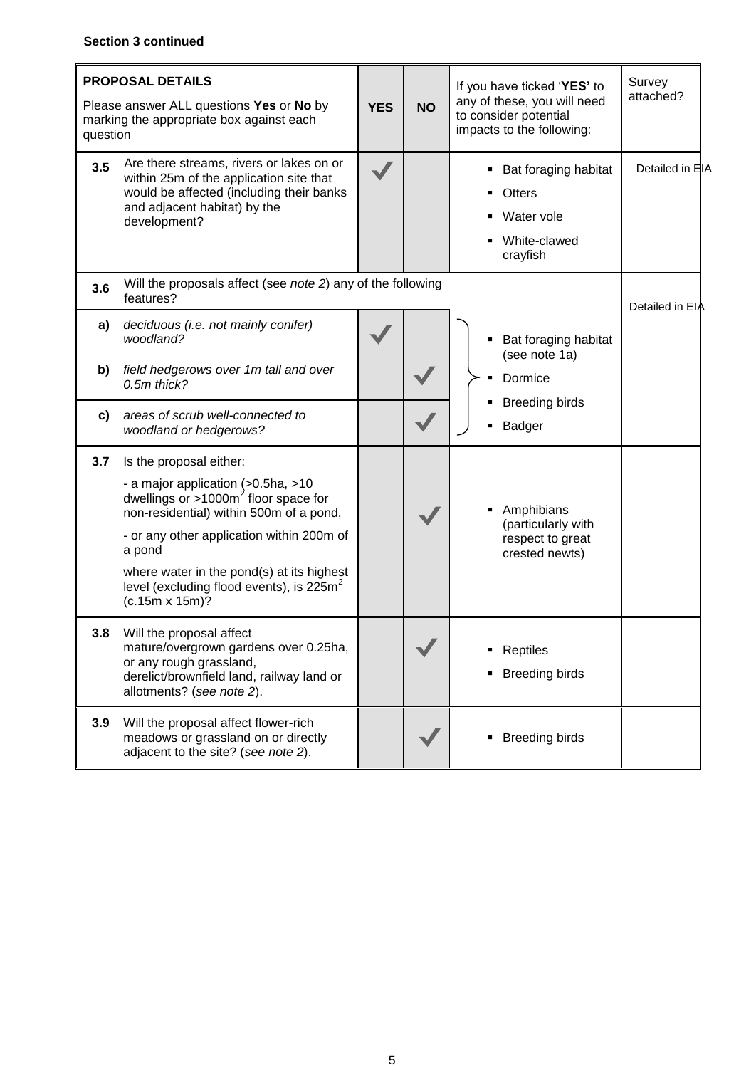**Section 3 continued**

| | PROPOSAL DETAILS<br>Please answer ALL questions **Yes** or **No** by marking the appropriate box against each question | YES | NO | If you have ticked '**YES'** to any of these, you will need to consider potential impacts to the following: | Survey attached? |
|---|---|---|---|---|---|
| **3.5** | Are there streams, rivers or lakes on or within 25m of the application site that would be affected (including their banks and adjacent habitat) by the development? | ✓ | | ▪ Bat foraging habitat<br>▪ Otters<br>▪ Water vole<br>▪ White-clawed crayfish | Detailed in EIA |
| **3.6** | Will the proposals affect (see *note 2*) any of the following features? | | | | Detailed in EIA |
| **a)** | *deciduous (i.e. not mainly conifer) woodland?* | ✓ | | ▪ Bat foraging habitat (see note 1a)<br>▪ Dormice<br>▪ Breeding birds<br>▪ Badger | |
| **b)** | *field hedgerows over 1m tall and over 0.5m thick?* | | ✓ | | |
| **c)** | *areas of scrub well-connected to woodland or hedgerows?* | | ✓ | | |
| **3.7** | Is the proposal either:<br>- a major application (>0.5ha, >10 dwellings or >1000m$^2$ floor space for non-residential) within 500m of a pond,<br>- or any other application within 200m of a pond<br>where water in the pond(s) at its highest level (excluding flood events), is 225m$^2$ (c.15m x 15m)? | | ✓ | ▪ Amphibians (particularly with respect to great crested newts) | |
| **3.8** | Will the proposal affect mature/overgrown gardens over 0.25ha, or any rough grassland, derelict/brownfield land, railway land or allotments? (*see note 2*). | | ✓ | ▪ Reptiles<br>▪ Breeding birds | |
| **3.9** | Will the proposal affect flower-rich meadows or grassland on or directly adjacent to the site? (*see note 2*). | | ✓ | ▪ Breeding birds | |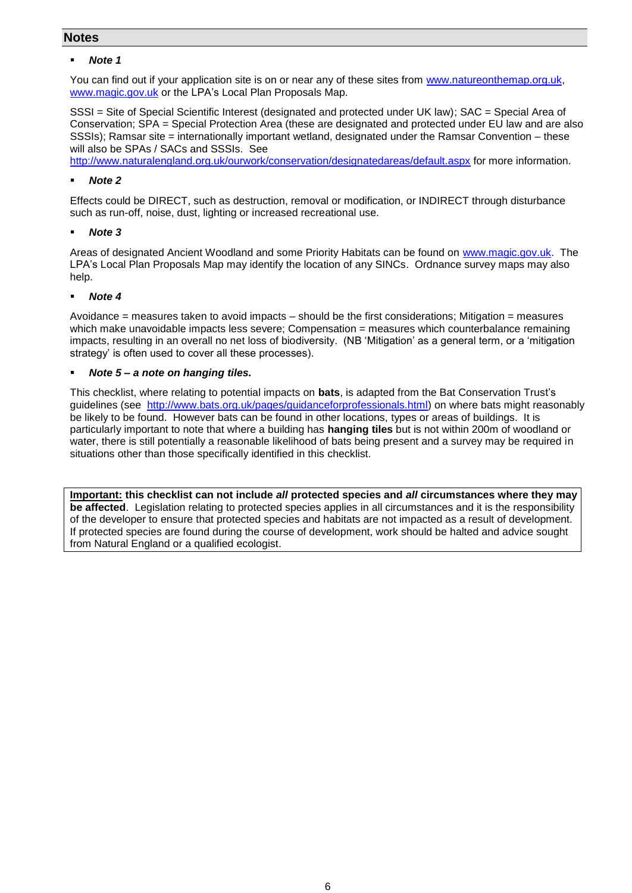## Notes

- ***Note 1***

  You can find out if your application site is on or near any of these sites from www.natureonthemap.org.uk, www.magic.gov.uk or the LPA's Local Plan Proposals Map.

  SSSI = Site of Special Scientific Interest (designated and protected under UK law); SAC = Special Area of Conservation; SPA = Special Protection Area (these are designated and protected under EU law and are also SSSIs); Ramsar site = internationally important wetland, designated under the Ramsar Convention – these will also be SPAs / SACs and SSSIs. See http://www.naturalengland.org.uk/ourwork/conservation/designatedareas/default.aspx for more information.

- ***Note 2***

  Effects could be DIRECT, such as destruction, removal or modification, or INDIRECT through disturbance such as run-off, noise, dust, lighting or increased recreational use.

- ***Note 3***

  Areas of designated Ancient Woodland and some Priority Habitats can be found on www.magic.gov.uk. The LPA's Local Plan Proposals Map may identify the location of any SINCs. Ordnance survey maps may also help.

- ***Note 4***

  Avoidance = measures taken to avoid impacts – should be the first considerations; Mitigation = measures which make unavoidable impacts less severe; Compensation = measures which counterbalance remaining impacts, resulting in an overall no net loss of biodiversity. (NB 'Mitigation' as a general term, or a 'mitigation strategy' is often used to cover all these processes).

- ***Note 5 – a note on hanging tiles.***

  This checklist, where relating to potential impacts on **bats**, is adapted from the Bat Conservation Trust's guidelines (see http://www.bats.org.uk/pages/guidanceforprofessionals.html) on where bats might reasonably be likely to be found. However bats can be found in other locations, types or areas of buildings. It is particularly important to note that where a building has **hanging tiles** but is not within 200m of woodland or water, there is still potentially a reasonable likelihood of bats being present and a survey may be required in situations other than those specifically identified in this checklist.

**Important: this checklist can not include *all* protected species and *all* circumstances where they may be affected**. Legislation relating to protected species applies in all circumstances and it is the responsibility of the developer to ensure that protected species and habitats are not impacted as a result of development. If protected species are found during the course of development, work should be halted and advice sought from Natural England or a qualified ecologist.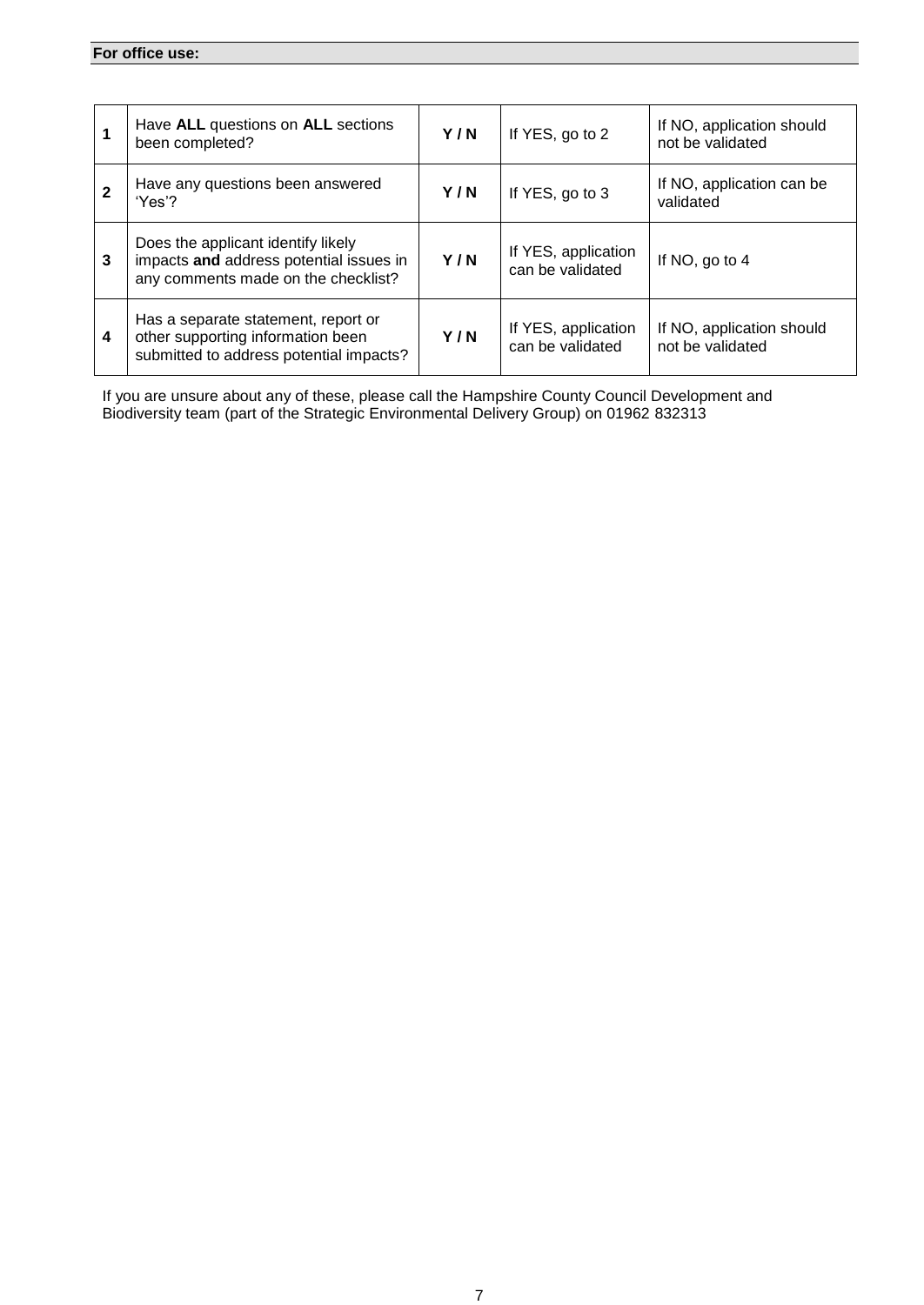**For office use:**

| | | | | |
|---|---|---|---|---|
| **1** | Have **ALL** questions on **ALL** sections been completed? | **Y / N** | If YES, go to 2 | If NO, application should not be validated |
| **2** | Have any questions been answered 'Yes'? | **Y / N** | If YES, go to 3 | If NO, application can be validated |
| **3** | Does the applicant identify likely impacts **and** address potential issues in any comments made on the checklist? | **Y / N** | If YES, application can be validated | If NO, go to 4 |
| **4** | Has a separate statement, report or other supporting information been submitted to address potential impacts? | **Y / N** | If YES, application can be validated | If NO, application should not be validated |

If you are unsure about any of these, please call the Hampshire County Council Development and Biodiversity team (part of the Strategic Environmental Delivery Group) on 01962 832313